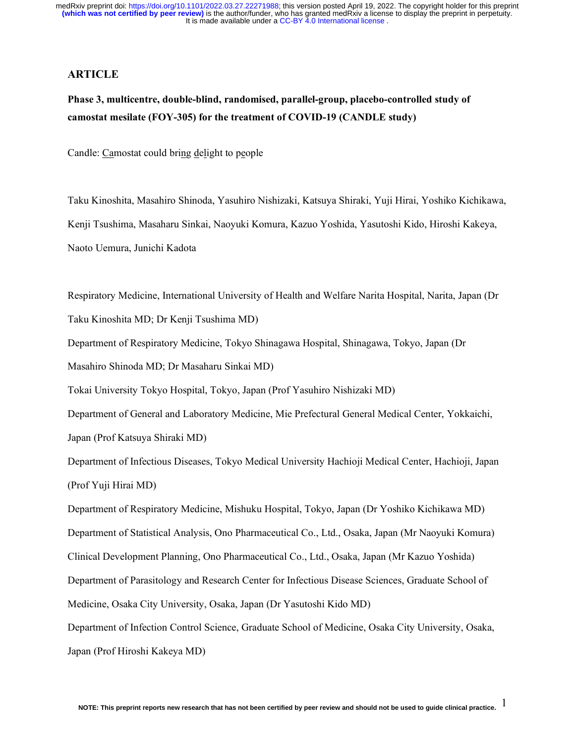**ARTICLE**

**Phase 3, multicentre, double-blind, randomised, parallel-group, placebo-controlled study of camostat mesilate (FOY-305) for the treatment of COVID-19 (CANDLE study)**

Candle: Camostat could bring delight to people

Taku Kinoshita, Masahiro Shinoda, Yasuhiro Nishizaki, Katsuya Shiraki, Yuji Hirai, Yoshiko Kichikawa, Kenji Tsushima, Masaharu Sinkai, Naoyuki Komura, Kazuo Yoshida, Yasutoshi Kido, Hiroshi Kakeya, Naoto Uemura, Junichi Kadota

Respiratory Medicine, International University of Health and Welfare Narita Hospital, Narita, Japan (Dr Taku Kinoshita MD; Dr Kenji Tsushima MD)

Department of Respiratory Medicine, Tokyo Shinagawa Hospital, Shinagawa, Tokyo, Japan (Dr Masahiro Shinoda MD; Dr Masaharu Sinkai MD)

Tokai University Tokyo Hospital, Tokyo, Japan (Prof Yasuhiro Nishizaki MD)

Department of General and Laboratory Medicine, Mie Prefectural General Medical Center, Yokkaichi, Japan (Prof Katsuya Shiraki MD)

Department of Infectious Diseases, Tokyo Medical University Hachioji Medical Center, Hachioji, Japan (Prof Yuji Hirai MD)

Department of Respiratory Medicine, Mishuku Hospital, Tokyo, Japan (Dr Yoshiko Kichikawa MD)

Department of Statistical Analysis, Ono Pharmaceutical Co., Ltd., Osaka, Japan (Mr Naoyuki Komura)

Clinical Development Planning, Ono Pharmaceutical Co., Ltd., Osaka, Japan (Mr Kazuo Yoshida)

Department of Parasitology and Research Center for Infectious Disease Sciences, Graduate School of Medicine, Osaka City University, Osaka, Japan (Dr Yasutoshi Kido MD)

Department of Infection Control Science, Graduate School of Medicine, Osaka City University, Osaka, Japan (Prof Hiroshi Kakeya MD)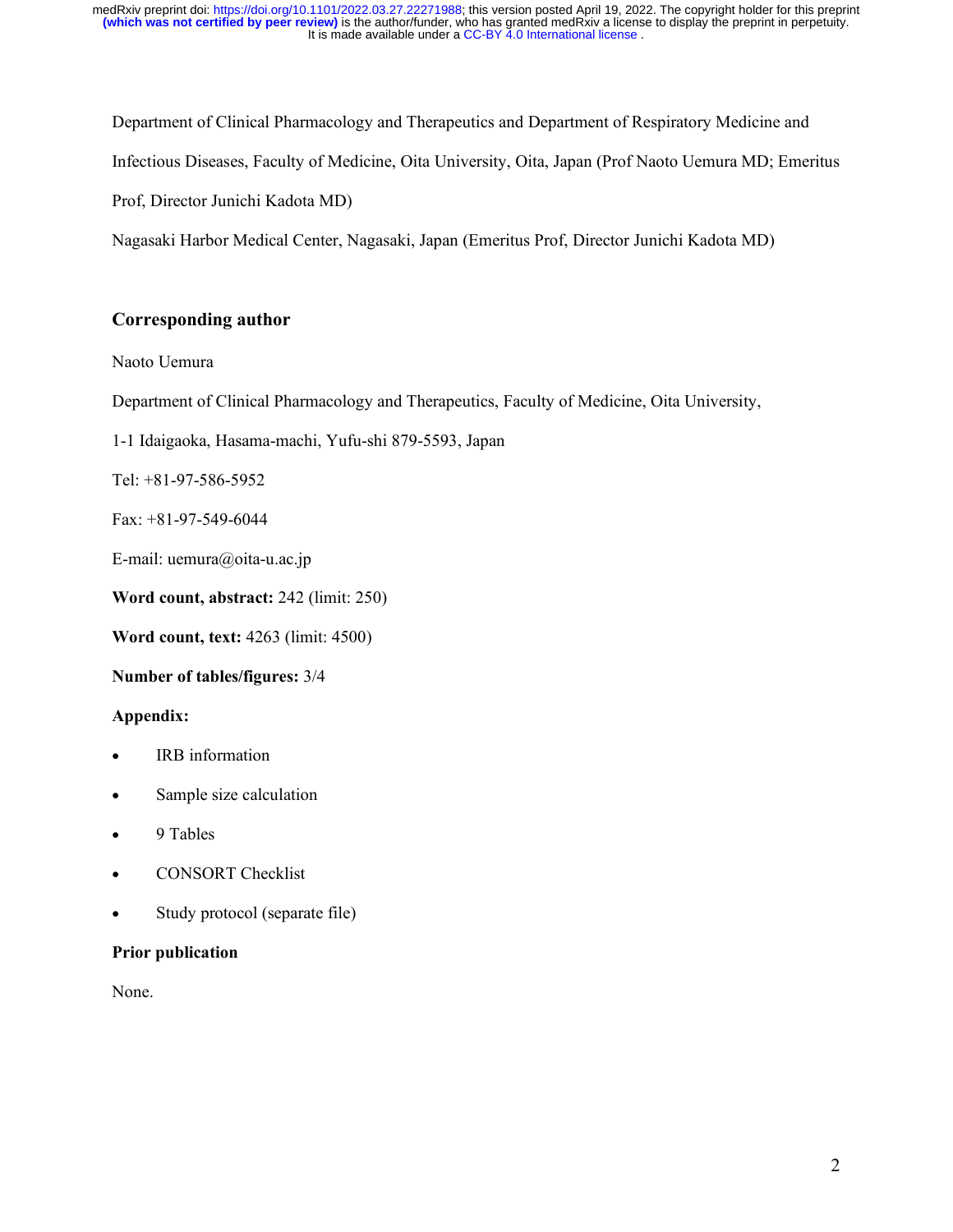Department of Clinical Pharmacology and Therapeutics and Department of Respiratory Medicine and Infectious Diseases, Faculty of Medicine, Oita University, Oita, Japan (Prof Naoto Uemura MD; Emeritus Prof, Director Junichi Kadota MD)

Nagasaki Harbor Medical Center, Nagasaki, Japan (Emeritus Prof, Director Junichi Kadota MD)

## Corresponding author

Naoto Uemura

Department of Clinical Pharmacology and Therapeutics, Faculty of Medicine, Oita University,

1-1 Idaigaoka, Hasama-machi, Yufu-shi 879-5593, Japan

Tel: +81-97-586-5952

Fax: +81-97-549-6044

E-mail: uemura@oita-u.ac.jp

**Word count, abstract:** 242 (limit: 250)

**Word count, text:** 4263 (limit: 4500)

**Number of tables/figures:** 3/4

**Appendix:**

- IRB information
- Sample size calculation
- 9 Tables
- CONSORT Checklist
- Study protocol (separate file)

**Prior publication**

None.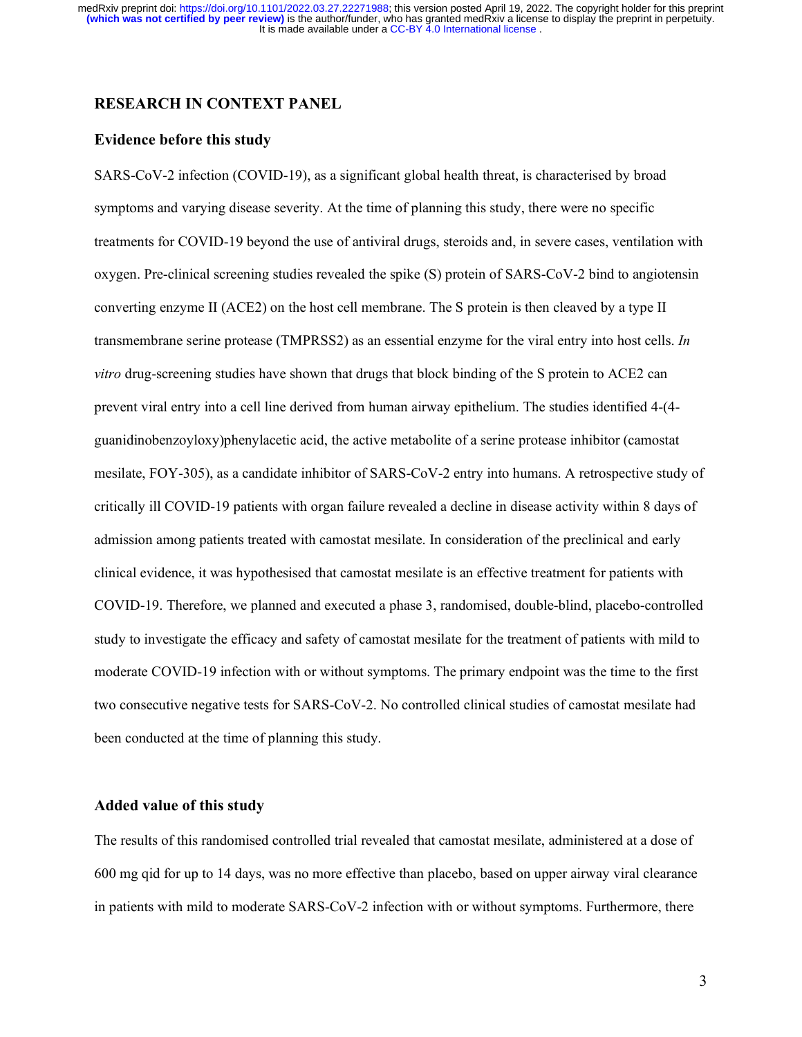## RESEARCH IN CONTEXT PANEL

### Evidence before this study

SARS-CoV-2 infection (COVID-19), as a significant global health threat, is characterised by broad symptoms and varying disease severity. At the time of planning this study, there were no specific treatments for COVID-19 beyond the use of antiviral drugs, steroids and, in severe cases, ventilation with oxygen. Pre-clinical screening studies revealed the spike (S) protein of SARS-CoV-2 bind to angiotensin converting enzyme II (ACE2) on the host cell membrane. The S protein is then cleaved by a type II transmembrane serine protease (TMPRSS2) as an essential enzyme for the viral entry into host cells. *In vitro* drug-screening studies have shown that drugs that block binding of the S protein to ACE2 can prevent viral entry into a cell line derived from human airway epithelium. The studies identified 4-(4-guanidinobenzoyloxy)phenylacetic acid, the active metabolite of a serine protease inhibitor (camostat mesilate, FOY-305), as a candidate inhibitor of SARS-CoV-2 entry into humans. A retrospective study of critically ill COVID-19 patients with organ failure revealed a decline in disease activity within 8 days of admission among patients treated with camostat mesilate. In consideration of the preclinical and early clinical evidence, it was hypothesised that camostat mesilate is an effective treatment for patients with COVID-19. Therefore, we planned and executed a phase 3, randomised, double-blind, placebo-controlled study to investigate the efficacy and safety of camostat mesilate for the treatment of patients with mild to moderate COVID-19 infection with or without symptoms. The primary endpoint was the time to the first two consecutive negative tests for SARS-CoV-2. No controlled clinical studies of camostat mesilate had been conducted at the time of planning this study.

### Added value of this study

The results of this randomised controlled trial revealed that camostat mesilate, administered at a dose of 600 mg qid for up to 14 days, was no more effective than placebo, based on upper airway viral clearance in patients with mild to moderate SARS-CoV-2 infection with or without symptoms. Furthermore, there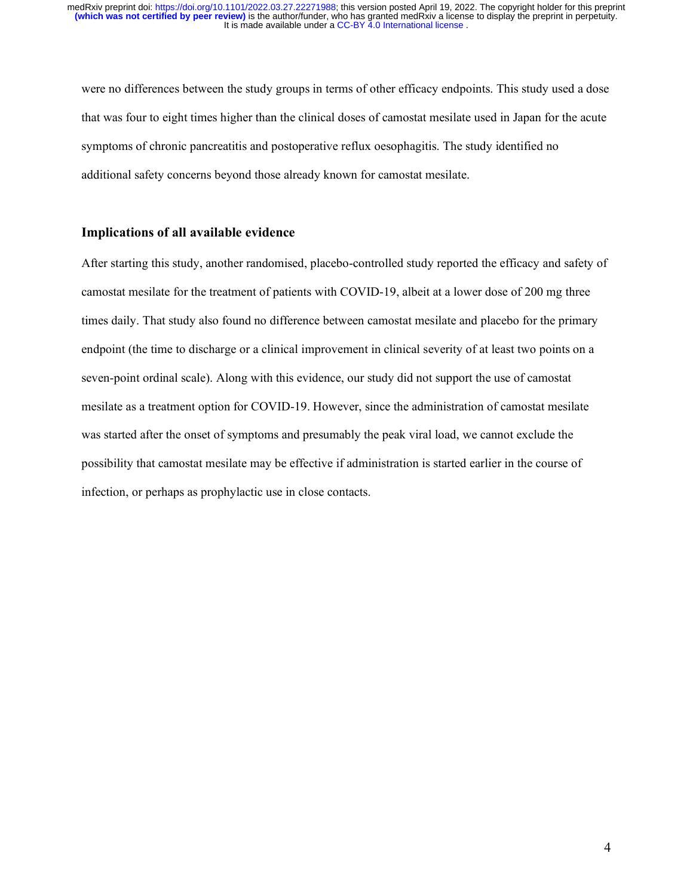were no differences between the study groups in terms of other efficacy endpoints. This study used a dose that was four to eight times higher than the clinical doses of camostat mesilate used in Japan for the acute symptoms of chronic pancreatitis and postoperative reflux oesophagitis. The study identified no additional safety concerns beyond those already known for camostat mesilate.

### Implications of all available evidence

After starting this study, another randomised, placebo-controlled study reported the efficacy and safety of camostat mesilate for the treatment of patients with COVID-19, albeit at a lower dose of 200 mg three times daily. That study also found no difference between camostat mesilate and placebo for the primary endpoint (the time to discharge or a clinical improvement in clinical severity of at least two points on a seven-point ordinal scale). Along with this evidence, our study did not support the use of camostat mesilate as a treatment option for COVID-19. However, since the administration of camostat mesilate was started after the onset of symptoms and presumably the peak viral load, we cannot exclude the possibility that camostat mesilate may be effective if administration is started earlier in the course of infection, or perhaps as prophylactic use in close contacts.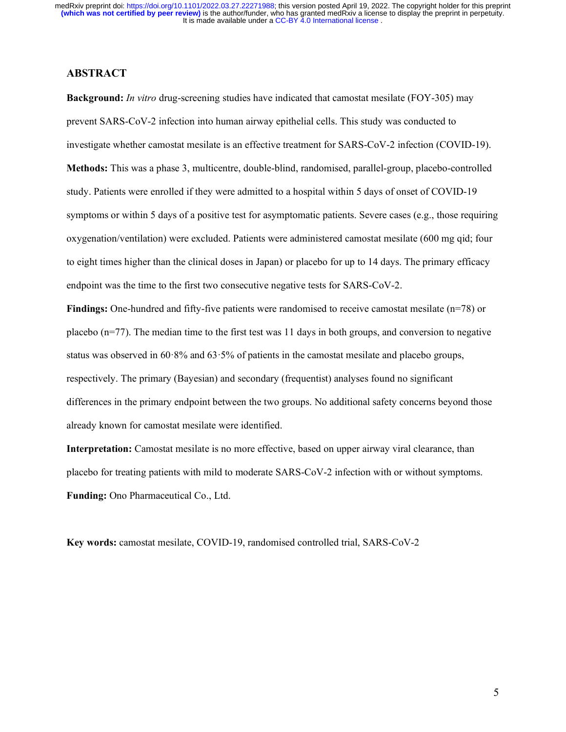## ABSTRACT

**Background:** *In vitro* drug-screening studies have indicated that camostat mesilate (FOY-305) may prevent SARS-CoV-2 infection into human airway epithelial cells. This study was conducted to investigate whether camostat mesilate is an effective treatment for SARS-CoV-2 infection (COVID-19).

**Methods:** This was a phase 3, multicentre, double-blind, randomised, parallel-group, placebo-controlled study. Patients were enrolled if they were admitted to a hospital within 5 days of onset of COVID-19 symptoms or within 5 days of a positive test for asymptomatic patients. Severe cases (e.g., those requiring oxygenation/ventilation) were excluded. Patients were administered camostat mesilate (600 mg qid; four to eight times higher than the clinical doses in Japan) or placebo for up to 14 days. The primary efficacy endpoint was the time to the first two consecutive negative tests for SARS-CoV-2.

**Findings:** One-hundred and fifty-five patients were randomised to receive camostat mesilate (n=78) or placebo (n=77). The median time to the first test was 11 days in both groups, and conversion to negative status was observed in 60·8% and 63·5% of patients in the camostat mesilate and placebo groups, respectively. The primary (Bayesian) and secondary (frequentist) analyses found no significant differences in the primary endpoint between the two groups. No additional safety concerns beyond those already known for camostat mesilate were identified.

**Interpretation:** Camostat mesilate is no more effective, based on upper airway viral clearance, than placebo for treating patients with mild to moderate SARS-CoV-2 infection with or without symptoms.

**Funding:** Ono Pharmaceutical Co., Ltd.

**Key words:** camostat mesilate, COVID-19, randomised controlled trial, SARS-CoV-2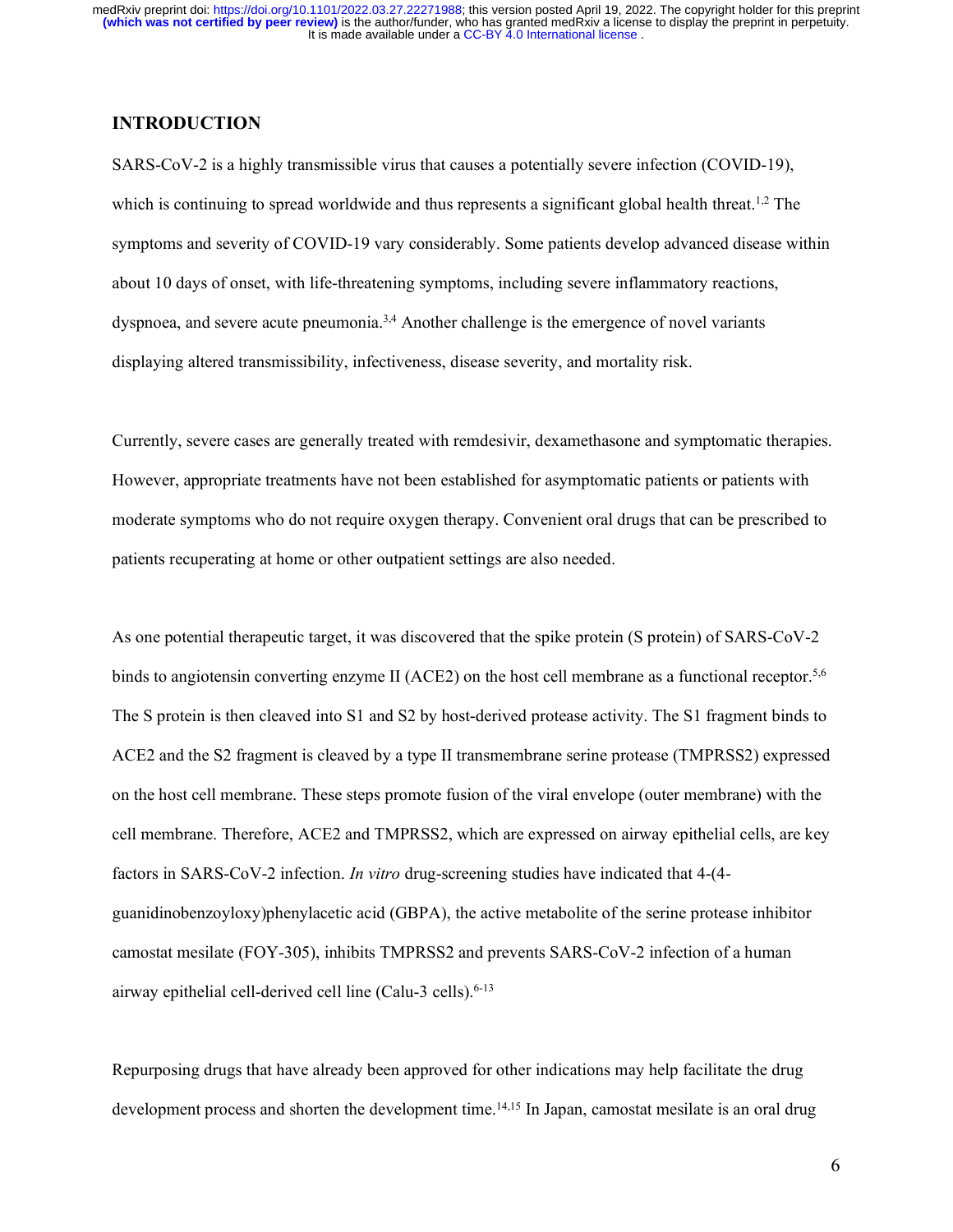## INTRODUCTION

SARS-CoV-2 is a highly transmissible virus that causes a potentially severe infection (COVID-19), which is continuing to spread worldwide and thus represents a significant global health threat.[1,2] The symptoms and severity of COVID-19 vary considerably. Some patients develop advanced disease within about 10 days of onset, with life-threatening symptoms, including severe inflammatory reactions, dyspnoea, and severe acute pneumonia.[3,4] Another challenge is the emergence of novel variants displaying altered transmissibility, infectiveness, disease severity, and mortality risk.

Currently, severe cases are generally treated with remdesivir, dexamethasone and symptomatic therapies. However, appropriate treatments have not been established for asymptomatic patients or patients with moderate symptoms who do not require oxygen therapy. Convenient oral drugs that can be prescribed to patients recuperating at home or other outpatient settings are also needed.

As one potential therapeutic target, it was discovered that the spike protein (S protein) of SARS-CoV-2 binds to angiotensin converting enzyme II (ACE2) on the host cell membrane as a functional receptor.[5,6] The S protein is then cleaved into S1 and S2 by host-derived protease activity. The S1 fragment binds to ACE2 and the S2 fragment is cleaved by a type II transmembrane serine protease (TMPRSS2) expressed on the host cell membrane. These steps promote fusion of the viral envelope (outer membrane) with the cell membrane. Therefore, ACE2 and TMPRSS2, which are expressed on airway epithelial cells, are key factors in SARS-CoV-2 infection. *In vitro* drug-screening studies have indicated that 4-(4-guanidinobenzoyloxy)phenylacetic acid (GBPA), the active metabolite of the serine protease inhibitor camostat mesilate (FOY-305), inhibits TMPRSS2 and prevents SARS-CoV-2 infection of a human airway epithelial cell-derived cell line (Calu-3 cells).[6-13]

Repurposing drugs that have already been approved for other indications may help facilitate the drug development process and shorten the development time.[14,15] In Japan, camostat mesilate is an oral drug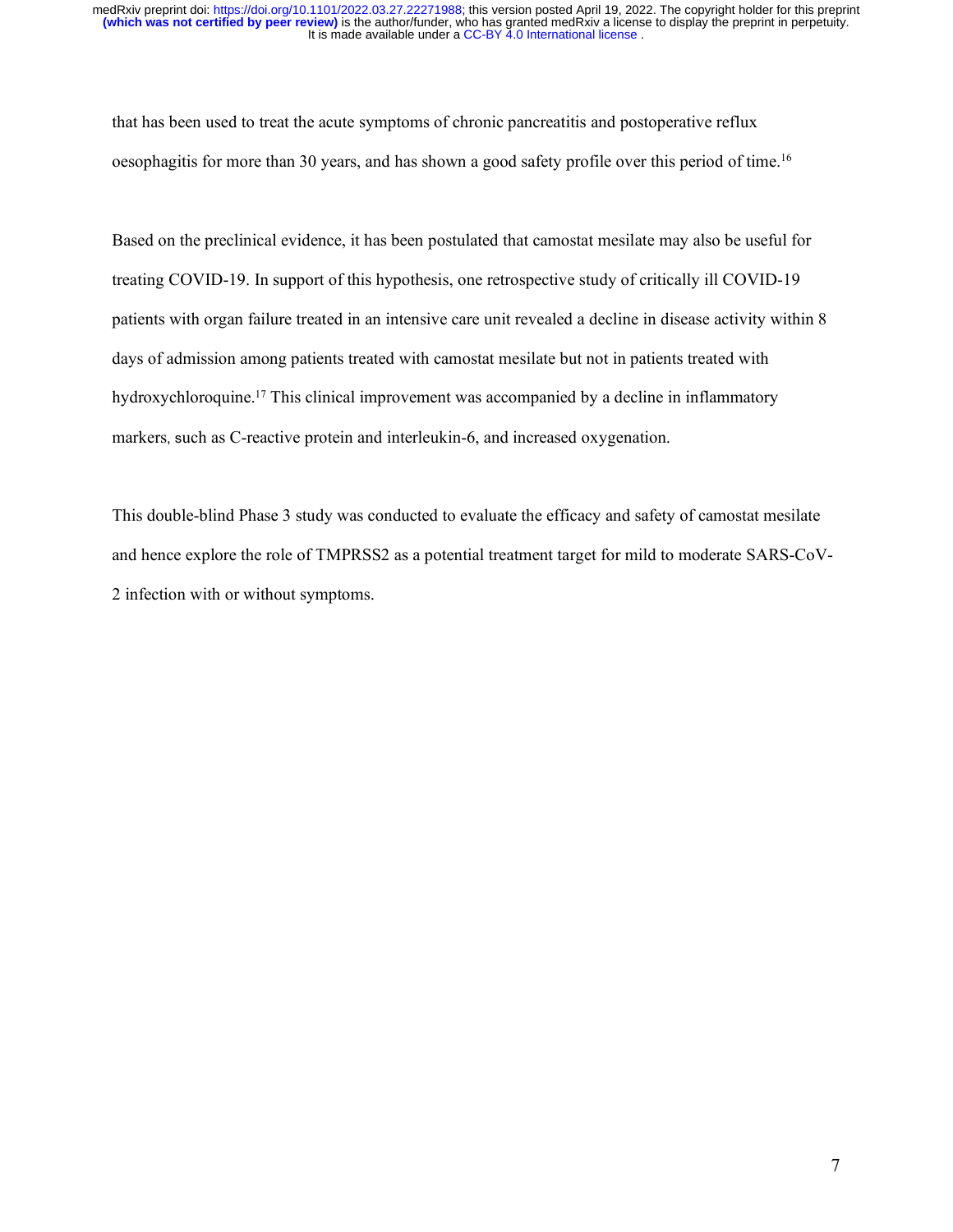that has been used to treat the acute symptoms of chronic pancreatitis and postoperative reflux oesophagitis for more than 30 years, and has shown a good safety profile over this period of time.[16]

Based on the preclinical evidence, it has been postulated that camostat mesilate may also be useful for treating COVID-19. In support of this hypothesis, one retrospective study of critically ill COVID-19 patients with organ failure treated in an intensive care unit revealed a decline in disease activity within 8 days of admission among patients treated with camostat mesilate but not in patients treated with hydroxychloroquine.[17] This clinical improvement was accompanied by a decline in inflammatory markers, such as C-reactive protein and interleukin-6, and increased oxygenation.

This double-blind Phase 3 study was conducted to evaluate the efficacy and safety of camostat mesilate and hence explore the role of TMPRSS2 as a potential treatment target for mild to moderate SARS-CoV-2 infection with or without symptoms.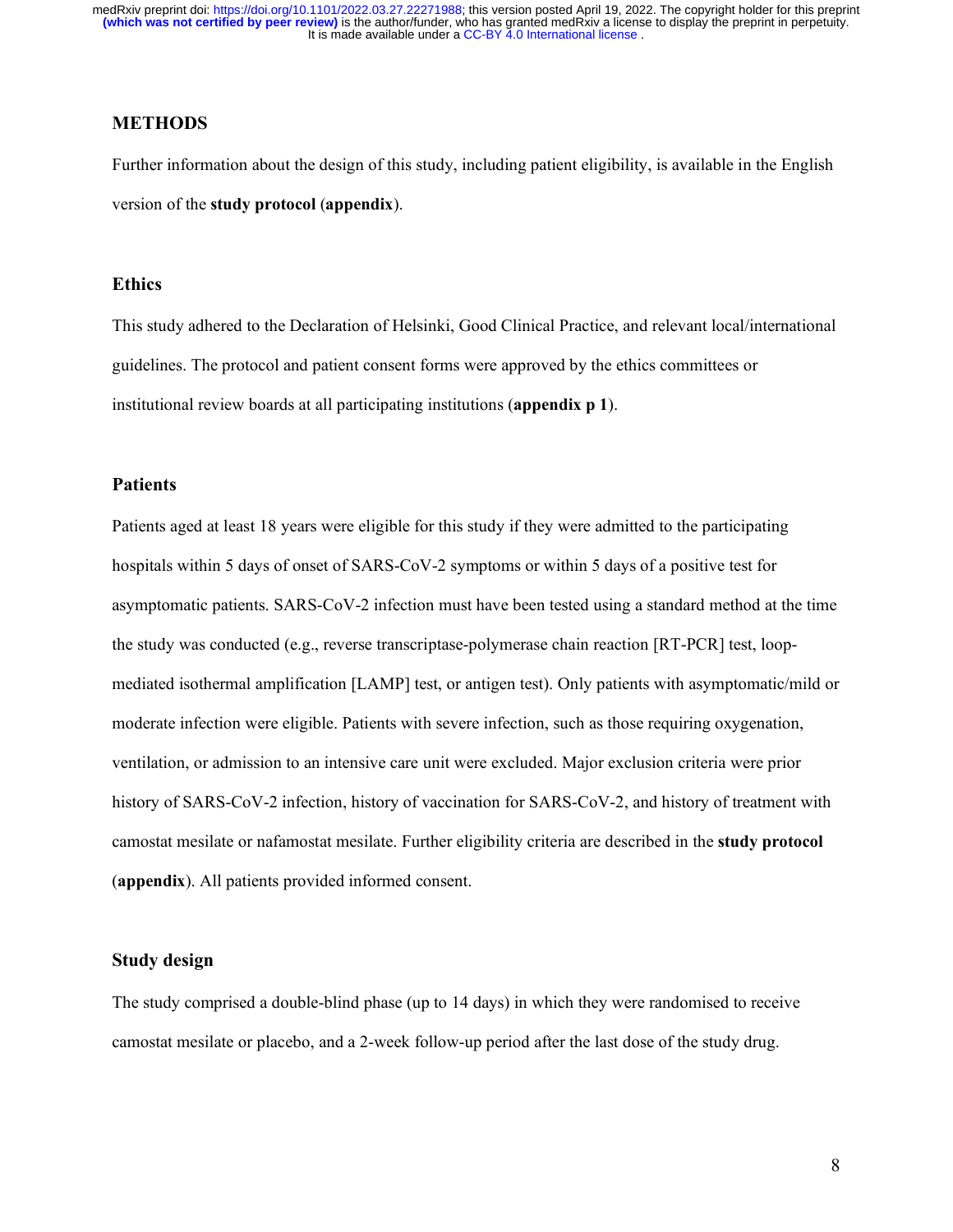## METHODS

Further information about the design of this study, including patient eligibility, is available in the English version of the **study protocol** (**appendix**).

### Ethics

This study adhered to the Declaration of Helsinki, Good Clinical Practice, and relevant local/international guidelines. The protocol and patient consent forms were approved by the ethics committees or institutional review boards at all participating institutions (**appendix p 1**).

### Patients

Patients aged at least 18 years were eligible for this study if they were admitted to the participating hospitals within 5 days of onset of SARS-CoV-2 symptoms or within 5 days of a positive test for asymptomatic patients. SARS-CoV-2 infection must have been tested using a standard method at the time the study was conducted (e.g., reverse transcriptase-polymerase chain reaction [RT-PCR] test, loop-mediated isothermal amplification [LAMP] test, or antigen test). Only patients with asymptomatic/mild or moderate infection were eligible. Patients with severe infection, such as those requiring oxygenation, ventilation, or admission to an intensive care unit were excluded. Major exclusion criteria were prior history of SARS-CoV-2 infection, history of vaccination for SARS-CoV-2, and history of treatment with camostat mesilate or nafamostat mesilate. Further eligibility criteria are described in the **study protocol** (**appendix**). All patients provided informed consent.

### Study design

The study comprised a double-blind phase (up to 14 days) in which they were randomised to receive camostat mesilate or placebo, and a 2-week follow-up period after the last dose of the study drug.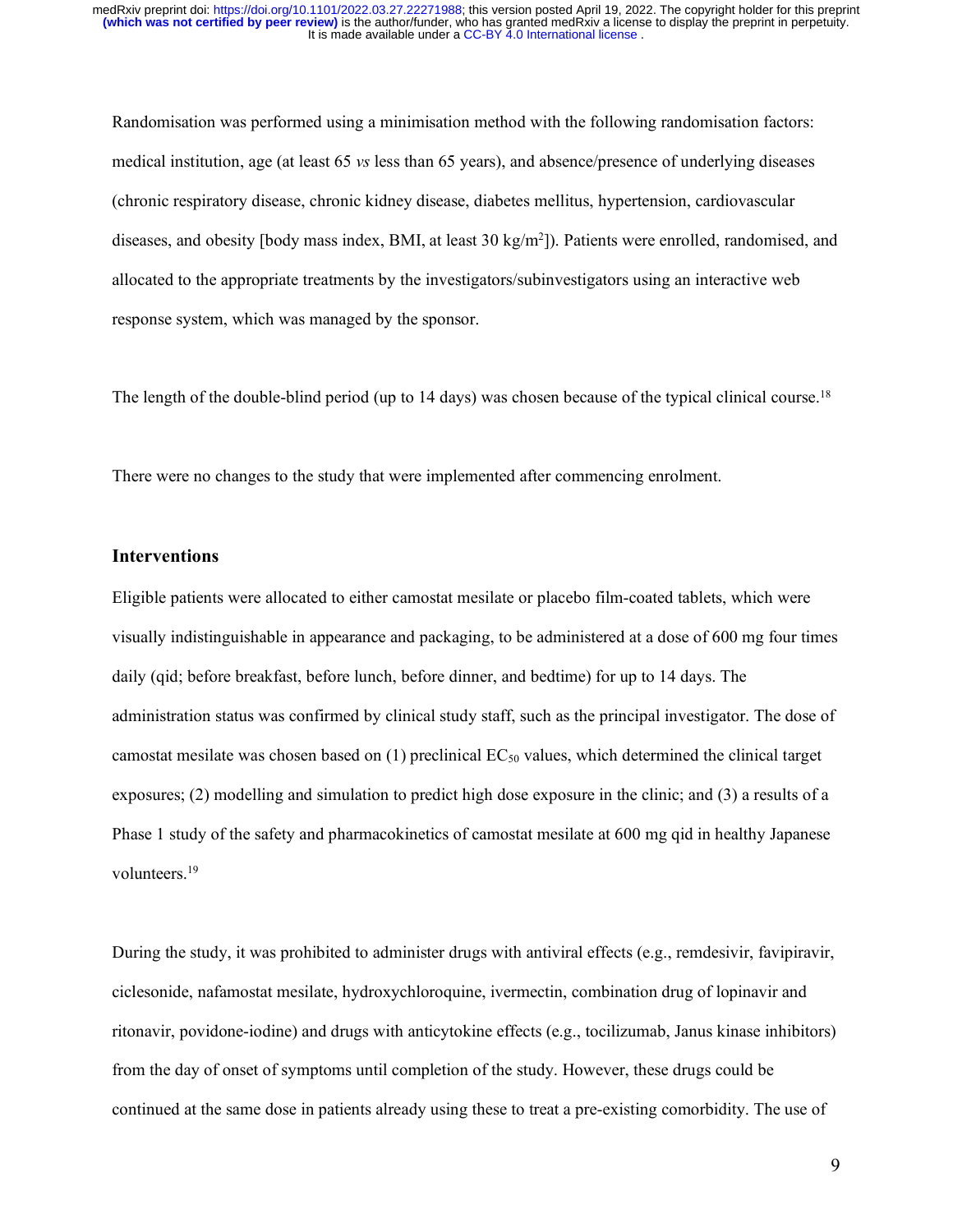Randomisation was performed using a minimisation method with the following randomisation factors: medical institution, age (at least 65 *vs* less than 65 years), and absence/presence of underlying diseases (chronic respiratory disease, chronic kidney disease, diabetes mellitus, hypertension, cardiovascular diseases, and obesity [body mass index, BMI, at least 30 kg/m$^2$]). Patients were enrolled, randomised, and allocated to the appropriate treatments by the investigators/subinvestigators using an interactive web response system, which was managed by the sponsor.

The length of the double-blind period (up to 14 days) was chosen because of the typical clinical course.[18]

There were no changes to the study that were implemented after commencing enrolment.

## Interventions

Eligible patients were allocated to either camostat mesilate or placebo film-coated tablets, which were visually indistinguishable in appearance and packaging, to be administered at a dose of 600 mg four times daily (qid; before breakfast, before lunch, before dinner, and bedtime) for up to 14 days. The administration status was confirmed by clinical study staff, such as the principal investigator. The dose of camostat mesilate was chosen based on (1) preclinical $EC_{50}$ values, which determined the clinical target exposures; (2) modelling and simulation to predict high dose exposure in the clinic; and (3) a results of a Phase 1 study of the safety and pharmacokinetics of camostat mesilate at 600 mg qid in healthy Japanese volunteers.[19]

During the study, it was prohibited to administer drugs with antiviral effects (e.g., remdesivir, favipiravir, ciclesonide, nafamostat mesilate, hydroxychloroquine, ivermectin, combination drug of lopinavir and ritonavir, povidone-iodine) and drugs with anticytokine effects (e.g., tocilizumab, Janus kinase inhibitors) from the day of onset of symptoms until completion of the study. However, these drugs could be continued at the same dose in patients already using these to treat a pre-existing comorbidity. The use of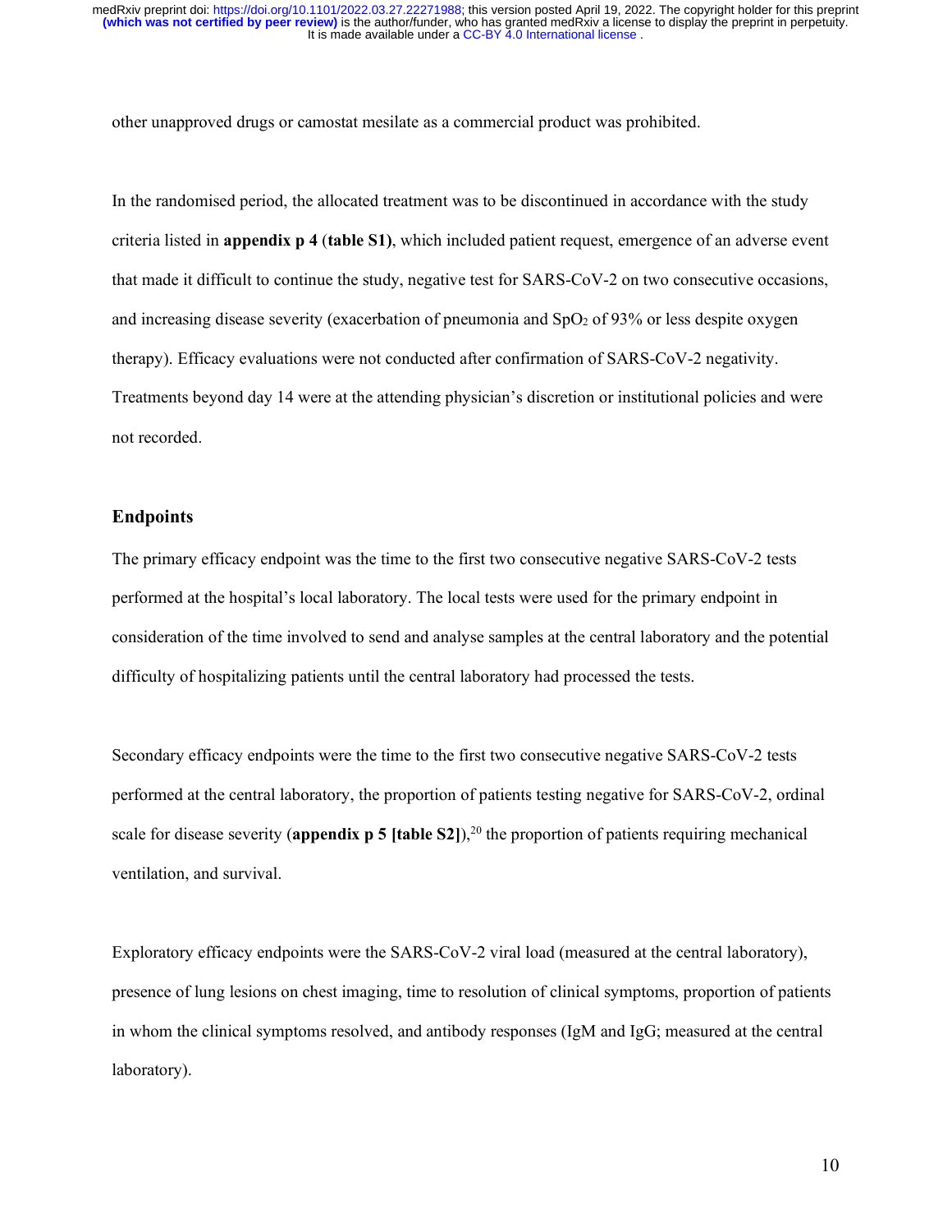other unapproved drugs or camostat mesilate as a commercial product was prohibited.

In the randomised period, the allocated treatment was to be discontinued in accordance with the study criteria listed in **appendix p 4** (**table S1)**, which included patient request, emergence of an adverse event that made it difficult to continue the study, negative test for SARS-CoV-2 on two consecutive occasions, and increasing disease severity (exacerbation of pneumonia and $SpO_2$ of 93% or less despite oxygen therapy). Efficacy evaluations were not conducted after confirmation of SARS-CoV-2 negativity. Treatments beyond day 14 were at the attending physician's discretion or institutional policies and were not recorded.

## Endpoints

The primary efficacy endpoint was the time to the first two consecutive negative SARS-CoV-2 tests performed at the hospital's local laboratory. The local tests were used for the primary endpoint in consideration of the time involved to send and analyse samples at the central laboratory and the potential difficulty of hospitalizing patients until the central laboratory had processed the tests.

Secondary efficacy endpoints were the time to the first two consecutive negative SARS-CoV-2 tests performed at the central laboratory, the proportion of patients testing negative for SARS-CoV-2, ordinal scale for disease severity (**appendix p 5 [table S2]**),[20] the proportion of patients requiring mechanical ventilation, and survival.

Exploratory efficacy endpoints were the SARS-CoV-2 viral load (measured at the central laboratory), presence of lung lesions on chest imaging, time to resolution of clinical symptoms, proportion of patients in whom the clinical symptoms resolved, and antibody responses (IgM and IgG; measured at the central laboratory).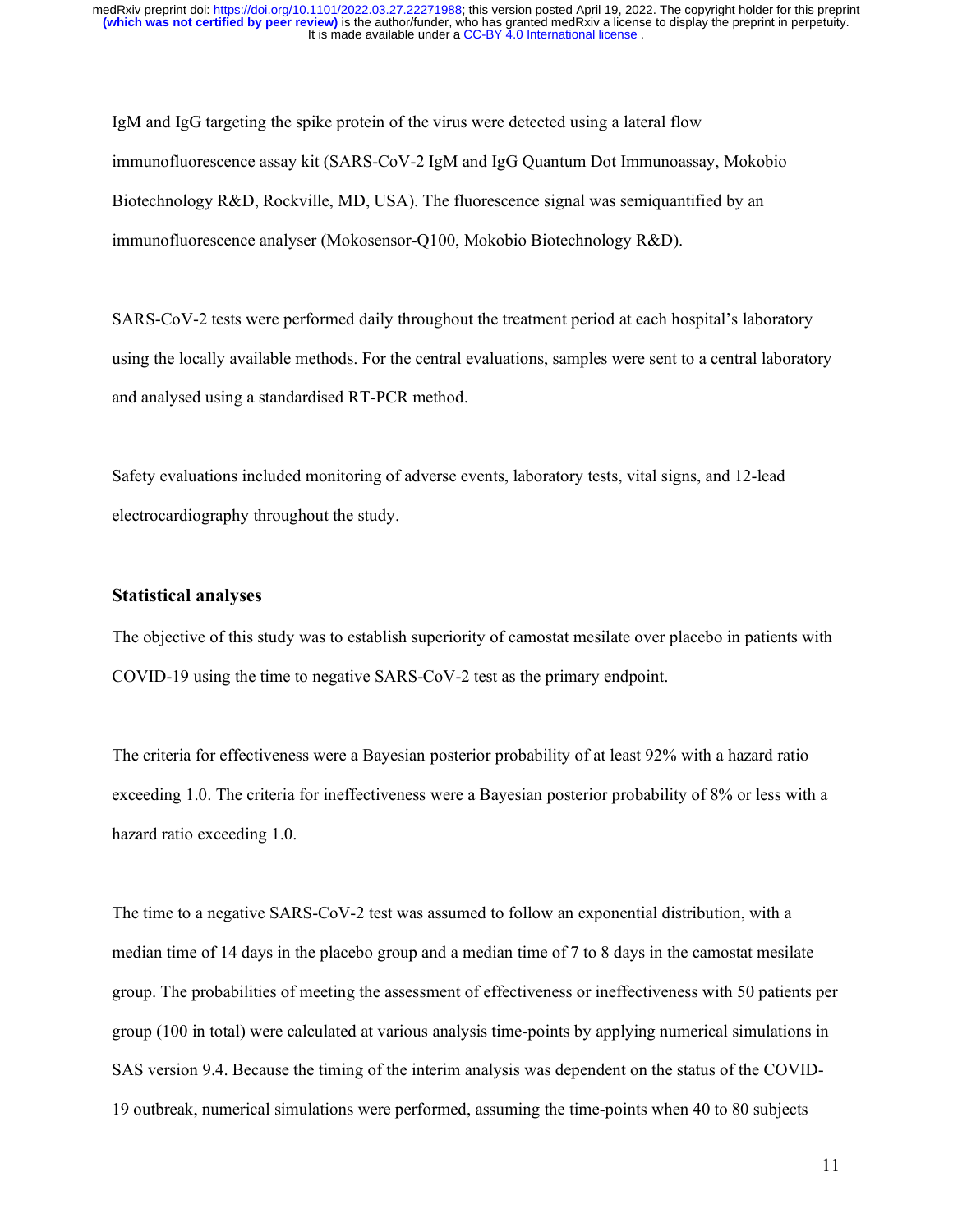IgM and IgG targeting the spike protein of the virus were detected using a lateral flow immunofluorescence assay kit (SARS-CoV-2 IgM and IgG Quantum Dot Immunoassay, Mokobio Biotechnology R&D, Rockville, MD, USA). The fluorescence signal was semiquantified by an immunofluorescence analyser (Mokosensor-Q100, Mokobio Biotechnology R&D).

SARS-CoV-2 tests were performed daily throughout the treatment period at each hospital's laboratory using the locally available methods. For the central evaluations, samples were sent to a central laboratory and analysed using a standardised RT-PCR method.

Safety evaluations included monitoring of adverse events, laboratory tests, vital signs, and 12-lead electrocardiography throughout the study.

## Statistical analyses

The objective of this study was to establish superiority of camostat mesilate over placebo in patients with COVID-19 using the time to negative SARS-CoV-2 test as the primary endpoint.

The criteria for effectiveness were a Bayesian posterior probability of at least 92% with a hazard ratio exceeding 1.0. The criteria for ineffectiveness were a Bayesian posterior probability of 8% or less with a hazard ratio exceeding 1.0.

The time to a negative SARS-CoV-2 test was assumed to follow an exponential distribution, with a median time of 14 days in the placebo group and a median time of 7 to 8 days in the camostat mesilate group. The probabilities of meeting the assessment of effectiveness or ineffectiveness with 50 patients per group (100 in total) were calculated at various analysis time-points by applying numerical simulations in SAS version 9.4. Because the timing of the interim analysis was dependent on the status of the COVID-19 outbreak, numerical simulations were performed, assuming the time-points when 40 to 80 subjects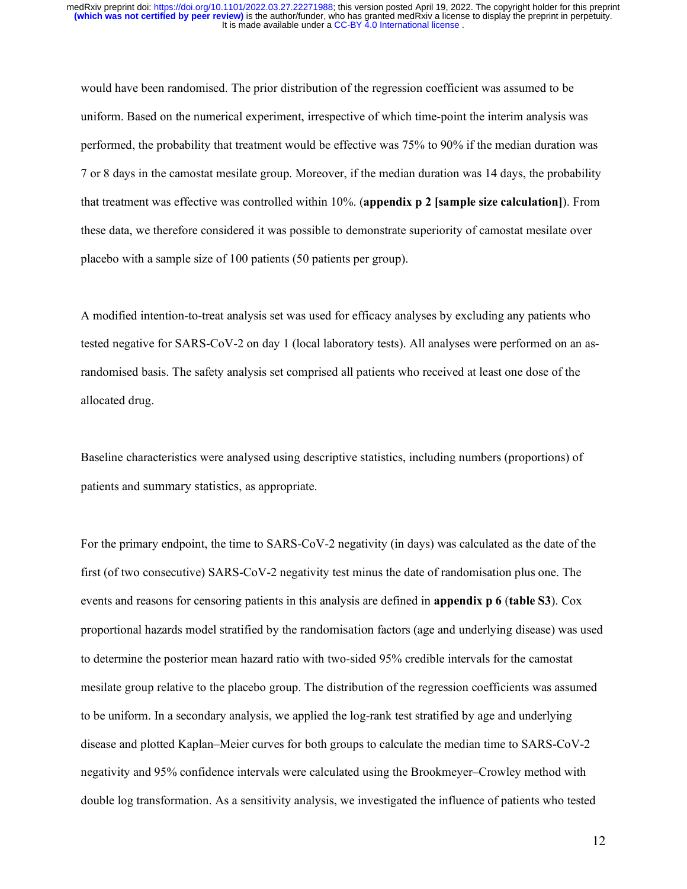would have been randomised. The prior distribution of the regression coefficient was assumed to be uniform. Based on the numerical experiment, irrespective of which time-point the interim analysis was performed, the probability that treatment would be effective was 75% to 90% if the median duration was 7 or 8 days in the camostat mesilate group. Moreover, if the median duration was 14 days, the probability that treatment was effective was controlled within 10%. (**appendix p 2 [sample size calculation]**). From these data, we therefore considered it was possible to demonstrate superiority of camostat mesilate over placebo with a sample size of 100 patients (50 patients per group).

A modified intention-to-treat analysis set was used for efficacy analyses by excluding any patients who tested negative for SARS-CoV-2 on day 1 (local laboratory tests). All analyses were performed on an as-randomised basis. The safety analysis set comprised all patients who received at least one dose of the allocated drug.

Baseline characteristics were analysed using descriptive statistics, including numbers (proportions) of patients and summary statistics, as appropriate.

For the primary endpoint, the time to SARS-CoV-2 negativity (in days) was calculated as the date of the first (of two consecutive) SARS-CoV-2 negativity test minus the date of randomisation plus one. The events and reasons for censoring patients in this analysis are defined in **appendix p 6** (**table S3**). Cox proportional hazards model stratified by the randomisation factors (age and underlying disease) was used to determine the posterior mean hazard ratio with two-sided 95% credible intervals for the camostat mesilate group relative to the placebo group. The distribution of the regression coefficients was assumed to be uniform. In a secondary analysis, we applied the log-rank test stratified by age and underlying disease and plotted Kaplan–Meier curves for both groups to calculate the median time to SARS-CoV-2 negativity and 95% confidence intervals were calculated using the Brookmeyer–Crowley method with double log transformation. As a sensitivity analysis, we investigated the influence of patients who tested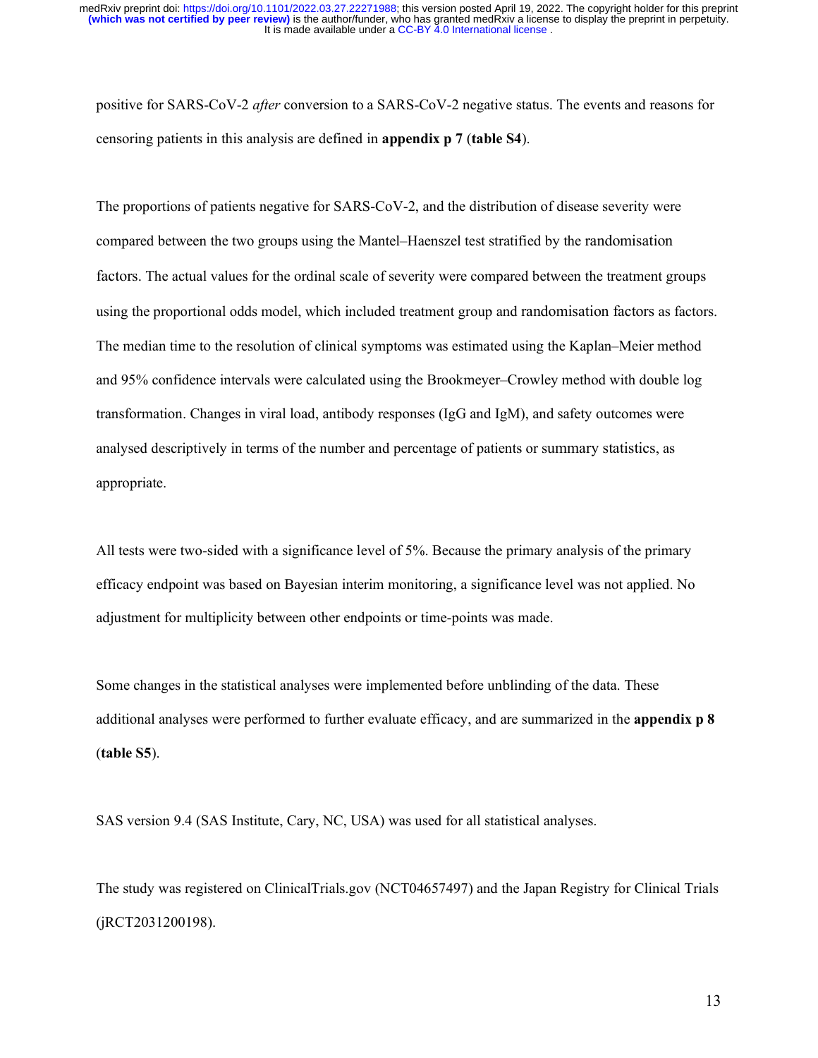positive for SARS-CoV-2 *after* conversion to a SARS-CoV-2 negative status. The events and reasons for censoring patients in this analysis are defined in **appendix p 7** (**table S4**).

The proportions of patients negative for SARS-CoV-2, and the distribution of disease severity were compared between the two groups using the Mantel–Haenszel test stratified by the randomisation factors. The actual values for the ordinal scale of severity were compared between the treatment groups using the proportional odds model, which included treatment group and randomisation factors as factors. The median time to the resolution of clinical symptoms was estimated using the Kaplan–Meier method and 95% confidence intervals were calculated using the Brookmeyer–Crowley method with double log transformation. Changes in viral load, antibody responses (IgG and IgM), and safety outcomes were analysed descriptively in terms of the number and percentage of patients or summary statistics, as appropriate.

All tests were two-sided with a significance level of 5%. Because the primary analysis of the primary efficacy endpoint was based on Bayesian interim monitoring, a significance level was not applied. No adjustment for multiplicity between other endpoints or time-points was made.

Some changes in the statistical analyses were implemented before unblinding of the data. These additional analyses were performed to further evaluate efficacy, and are summarized in the **appendix p 8** (**table S5**).

SAS version 9.4 (SAS Institute, Cary, NC, USA) was used for all statistical analyses.

The study was registered on ClinicalTrials.gov (NCT04657497) and the Japan Registry for Clinical Trials (jRCT2031200198).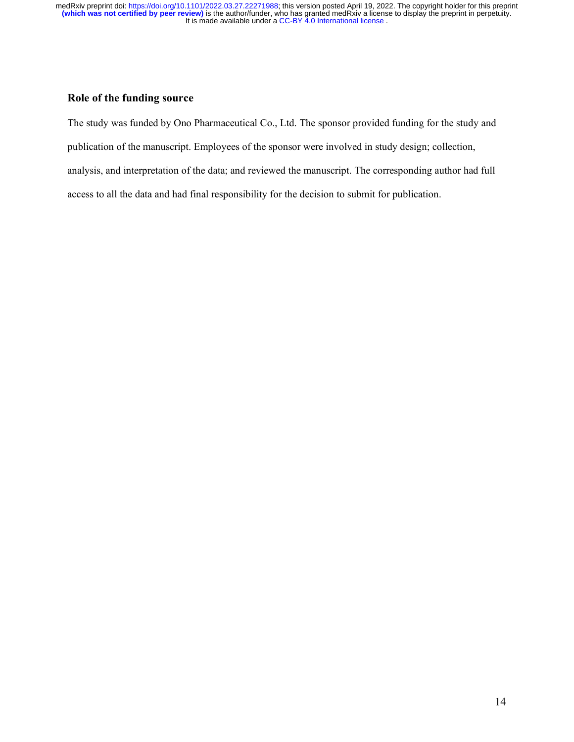## Role of the funding source

The study was funded by Ono Pharmaceutical Co., Ltd. The sponsor provided funding for the study and publication of the manuscript. Employees of the sponsor were involved in study design; collection, analysis, and interpretation of the data; and reviewed the manuscript. The corresponding author had full access to all the data and had final responsibility for the decision to submit for publication.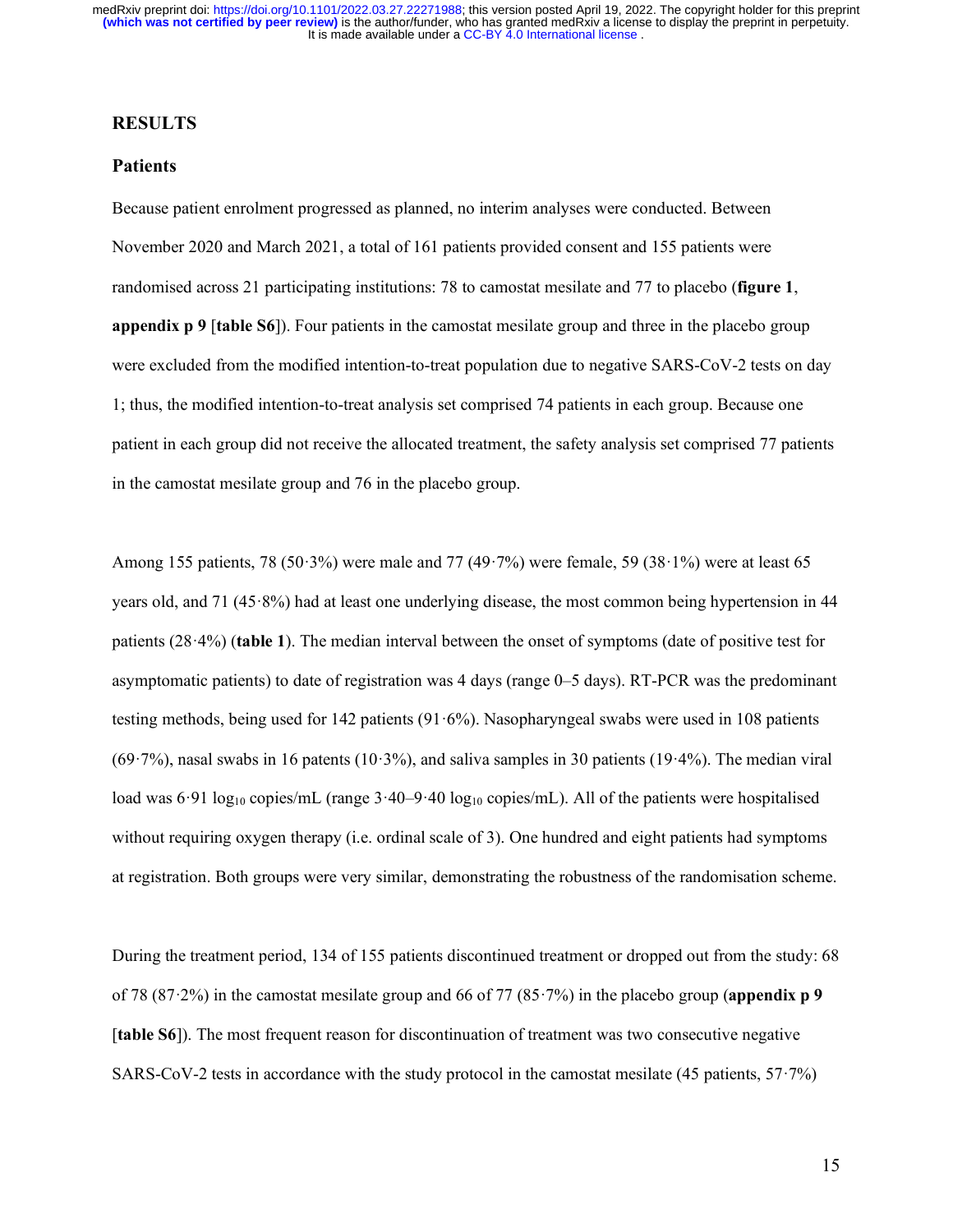## RESULTS

### Patients

Because patient enrolment progressed as planned, no interim analyses were conducted. Between November 2020 and March 2021, a total of 161 patients provided consent and 155 patients were randomised across 21 participating institutions: 78 to camostat mesilate and 77 to placebo (**figure 1**, **appendix p 9** [**table S6**]). Four patients in the camostat mesilate group and three in the placebo group were excluded from the modified intention-to-treat population due to negative SARS-CoV-2 tests on day 1; thus, the modified intention-to-treat analysis set comprised 74 patients in each group. Because one patient in each group did not receive the allocated treatment, the safety analysis set comprised 77 patients in the camostat mesilate group and 76 in the placebo group.

Among 155 patients, 78 (50·3%) were male and 77 (49·7%) were female, 59 (38·1%) were at least 65 years old, and 71 (45·8%) had at least one underlying disease, the most common being hypertension in 44 patients (28·4%) (**table 1**). The median interval between the onset of symptoms (date of positive test for asymptomatic patients) to date of registration was 4 days (range 0–5 days). RT-PCR was the predominant testing methods, being used for 142 patients (91·6%). Nasopharyngeal swabs were used in 108 patients (69·7%), nasal swabs in 16 patents (10·3%), and saliva samples in 30 patients (19·4%). The median viral load was 6·91 $\log_{10}$ copies/mL (range 3·40–9·40 $\log_{10}$ copies/mL). All of the patients were hospitalised without requiring oxygen therapy (i.e. ordinal scale of 3). One hundred and eight patients had symptoms at registration. Both groups were very similar, demonstrating the robustness of the randomisation scheme.

During the treatment period, 134 of 155 patients discontinued treatment or dropped out from the study: 68 of 78 (87·2%) in the camostat mesilate group and 66 of 77 (85·7%) in the placebo group (**appendix p 9** [**table S6**]). The most frequent reason for discontinuation of treatment was two consecutive negative SARS-CoV-2 tests in accordance with the study protocol in the camostat mesilate (45 patients, 57·7%)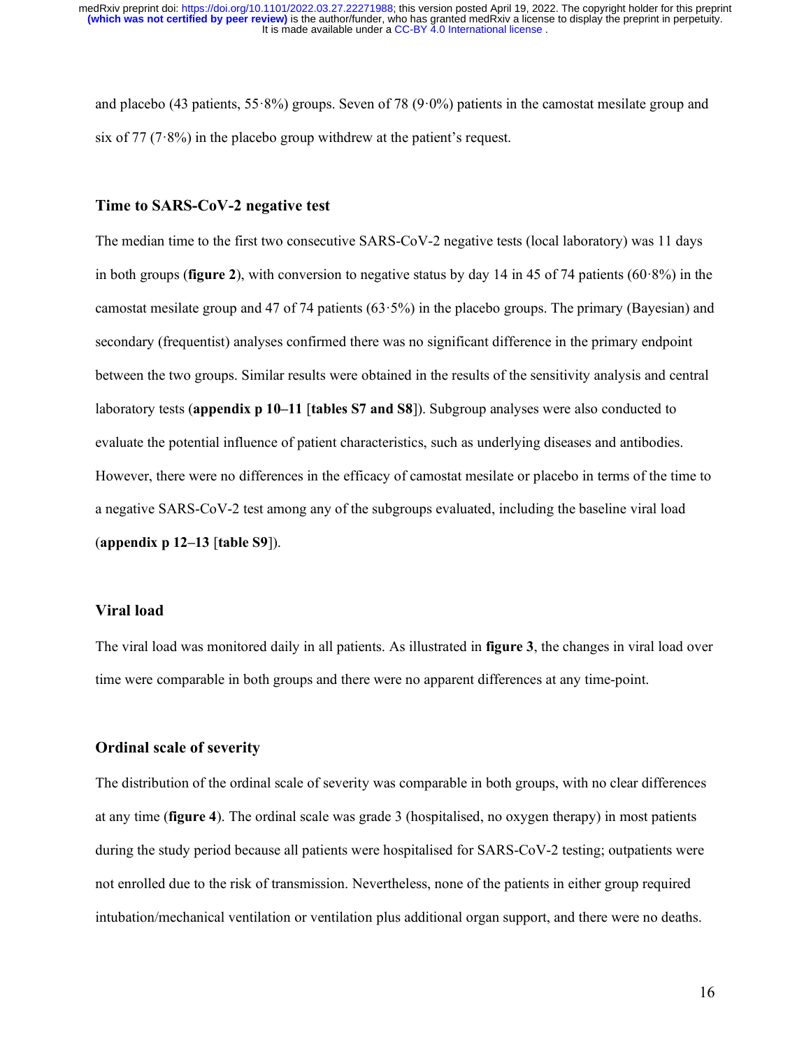and placebo (43 patients, 55·8%) groups. Seven of 78 (9·0%) patients in the camostat mesilate group and six of 77 (7·8%) in the placebo group withdrew at the patient's request.

## Time to SARS-CoV-2 negative test

The median time to the first two consecutive SARS-CoV-2 negative tests (local laboratory) was 11 days in both groups (**figure 2**), with conversion to negative status by day 14 in 45 of 74 patients (60·8%) in the camostat mesilate group and 47 of 74 patients (63·5%) in the placebo groups. The primary (Bayesian) and secondary (frequentist) analyses confirmed there was no significant difference in the primary endpoint between the two groups. Similar results were obtained in the results of the sensitivity analysis and central laboratory tests (**appendix p 10–11** [**tables S7 and S8**]). Subgroup analyses were also conducted to evaluate the potential influence of patient characteristics, such as underlying diseases and antibodies. However, there were no differences in the efficacy of camostat mesilate or placebo in terms of the time to a negative SARS-CoV-2 test among any of the subgroups evaluated, including the baseline viral load (**appendix p 12–13** [**table S9**]).

## Viral load

The viral load was monitored daily in all patients. As illustrated in **figure 3**, the changes in viral load over time were comparable in both groups and there were no apparent differences at any time-point.

## Ordinal scale of severity

The distribution of the ordinal scale of severity was comparable in both groups, with no clear differences at any time (**figure 4**). The ordinal scale was grade 3 (hospitalised, no oxygen therapy) in most patients during the study period because all patients were hospitalised for SARS-CoV-2 testing; outpatients were not enrolled due to the risk of transmission. Nevertheless, none of the patients in either group required intubation/mechanical ventilation or ventilation plus additional organ support, and there were no deaths.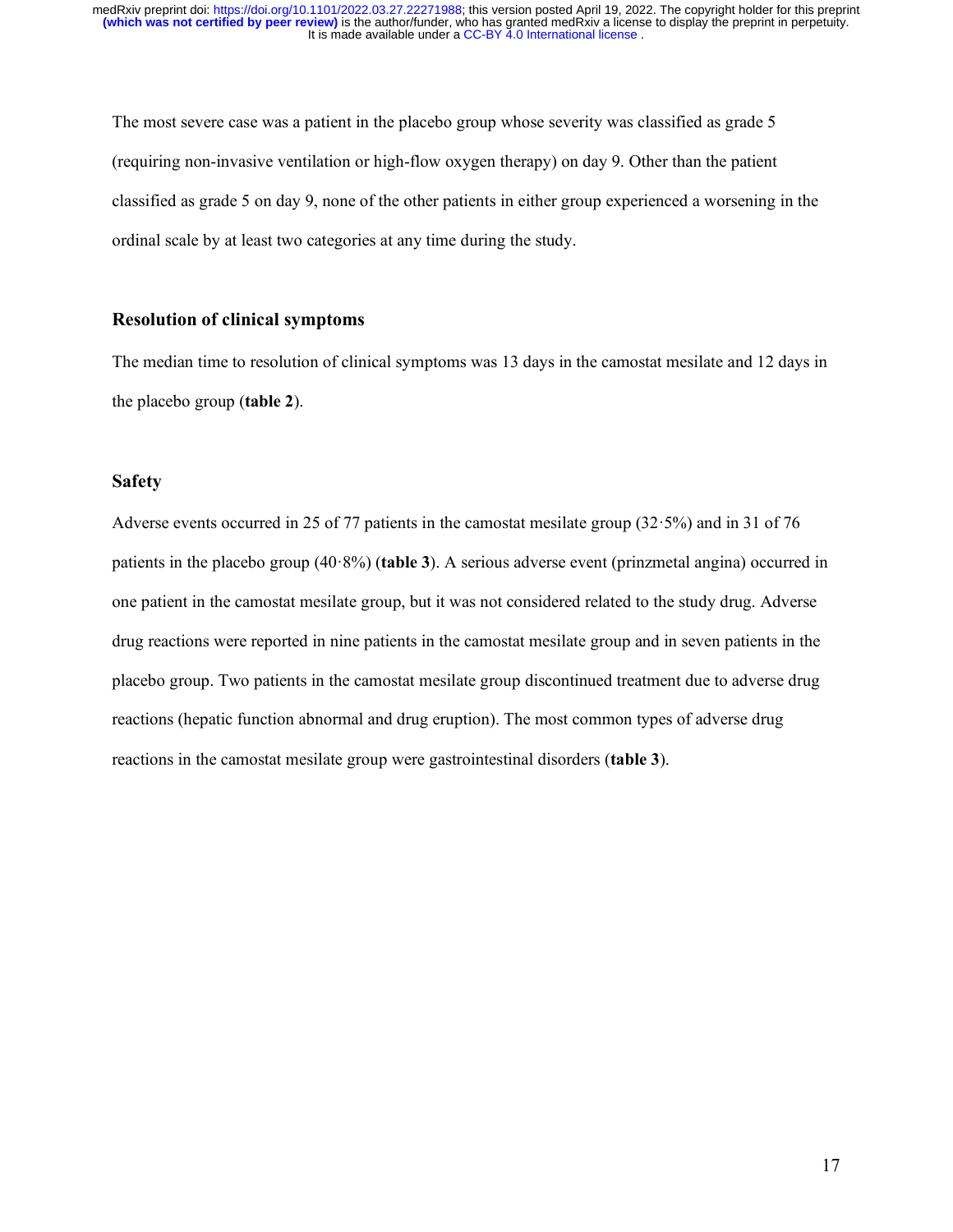The most severe case was a patient in the placebo group whose severity was classified as grade 5 (requiring non-invasive ventilation or high-flow oxygen therapy) on day 9. Other than the patient classified as grade 5 on day 9, none of the other patients in either group experienced a worsening in the ordinal scale by at least two categories at any time during the study.

### Resolution of clinical symptoms

The median time to resolution of clinical symptoms was 13 days in the camostat mesilate and 12 days in the placebo group (**table 2**).

### Safety

Adverse events occurred in 25 of 77 patients in the camostat mesilate group (32·5%) and in 31 of 76 patients in the placebo group (40·8%) (**table 3**). A serious adverse event (prinzmetal angina) occurred in one patient in the camostat mesilate group, but it was not considered related to the study drug. Adverse drug reactions were reported in nine patients in the camostat mesilate group and in seven patients in the placebo group. Two patients in the camostat mesilate group discontinued treatment due to adverse drug reactions (hepatic function abnormal and drug eruption). The most common types of adverse drug reactions in the camostat mesilate group were gastrointestinal disorders (**table 3**).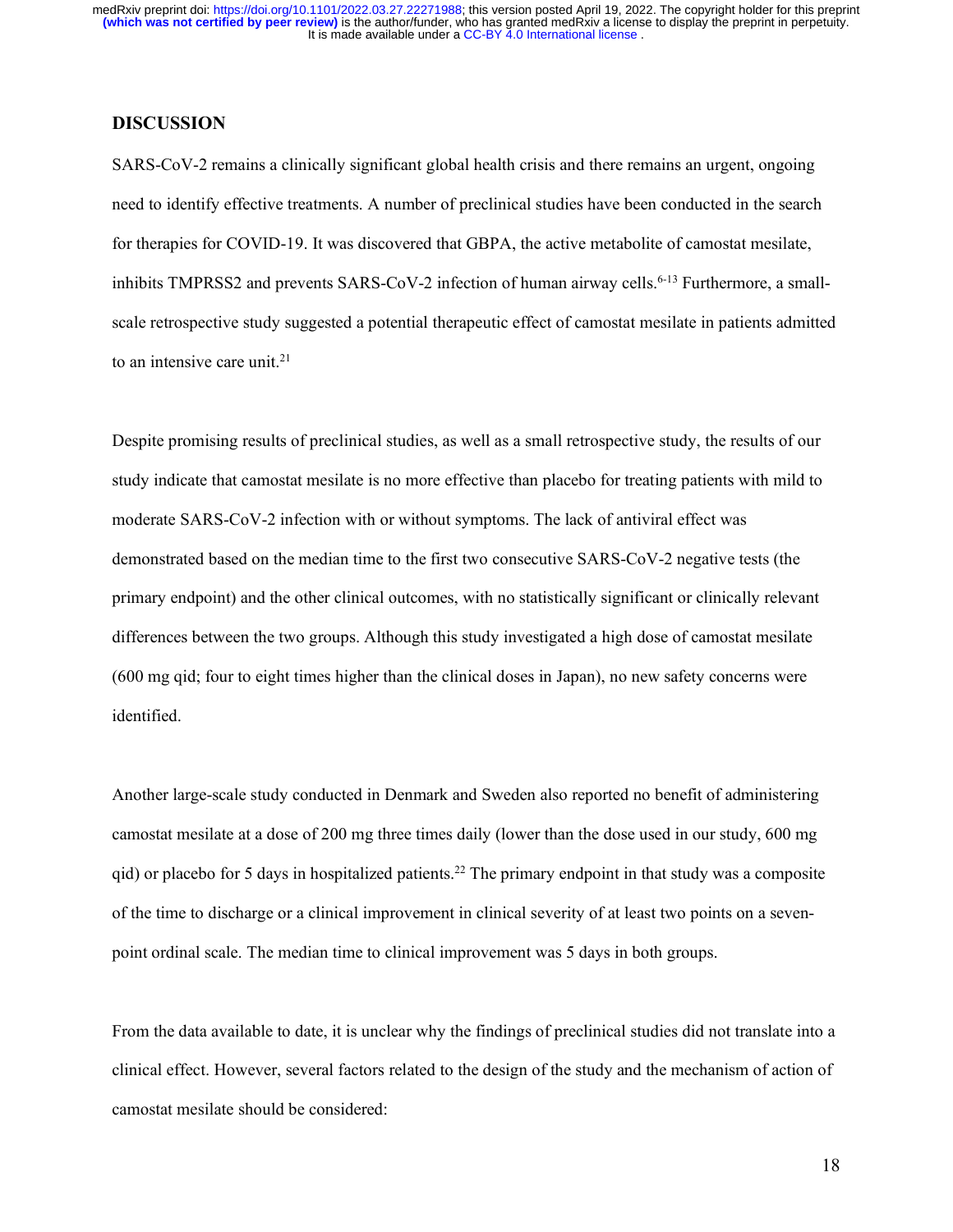## DISCUSSION

SARS-CoV-2 remains a clinically significant global health crisis and there remains an urgent, ongoing need to identify effective treatments. A number of preclinical studies have been conducted in the search for therapies for COVID-19. It was discovered that GBPA, the active metabolite of camostat mesilate, inhibits TMPRSS2 and prevents SARS-CoV-2 infection of human airway cells.[6-13] Furthermore, a small-scale retrospective study suggested a potential therapeutic effect of camostat mesilate in patients admitted to an intensive care unit.[21]

Despite promising results of preclinical studies, as well as a small retrospective study, the results of our study indicate that camostat mesilate is no more effective than placebo for treating patients with mild to moderate SARS-CoV-2 infection with or without symptoms. The lack of antiviral effect was demonstrated based on the median time to the first two consecutive SARS-CoV-2 negative tests (the primary endpoint) and the other clinical outcomes, with no statistically significant or clinically relevant differences between the two groups. Although this study investigated a high dose of camostat mesilate (600 mg qid; four to eight times higher than the clinical doses in Japan), no new safety concerns were identified.

Another large-scale study conducted in Denmark and Sweden also reported no benefit of administering camostat mesilate at a dose of 200 mg three times daily (lower than the dose used in our study, 600 mg qid) or placebo for 5 days in hospitalized patients.[22] The primary endpoint in that study was a composite of the time to discharge or a clinical improvement in clinical severity of at least two points on a seven-point ordinal scale. The median time to clinical improvement was 5 days in both groups.

From the data available to date, it is unclear why the findings of preclinical studies did not translate into a clinical effect. However, several factors related to the design of the study and the mechanism of action of camostat mesilate should be considered: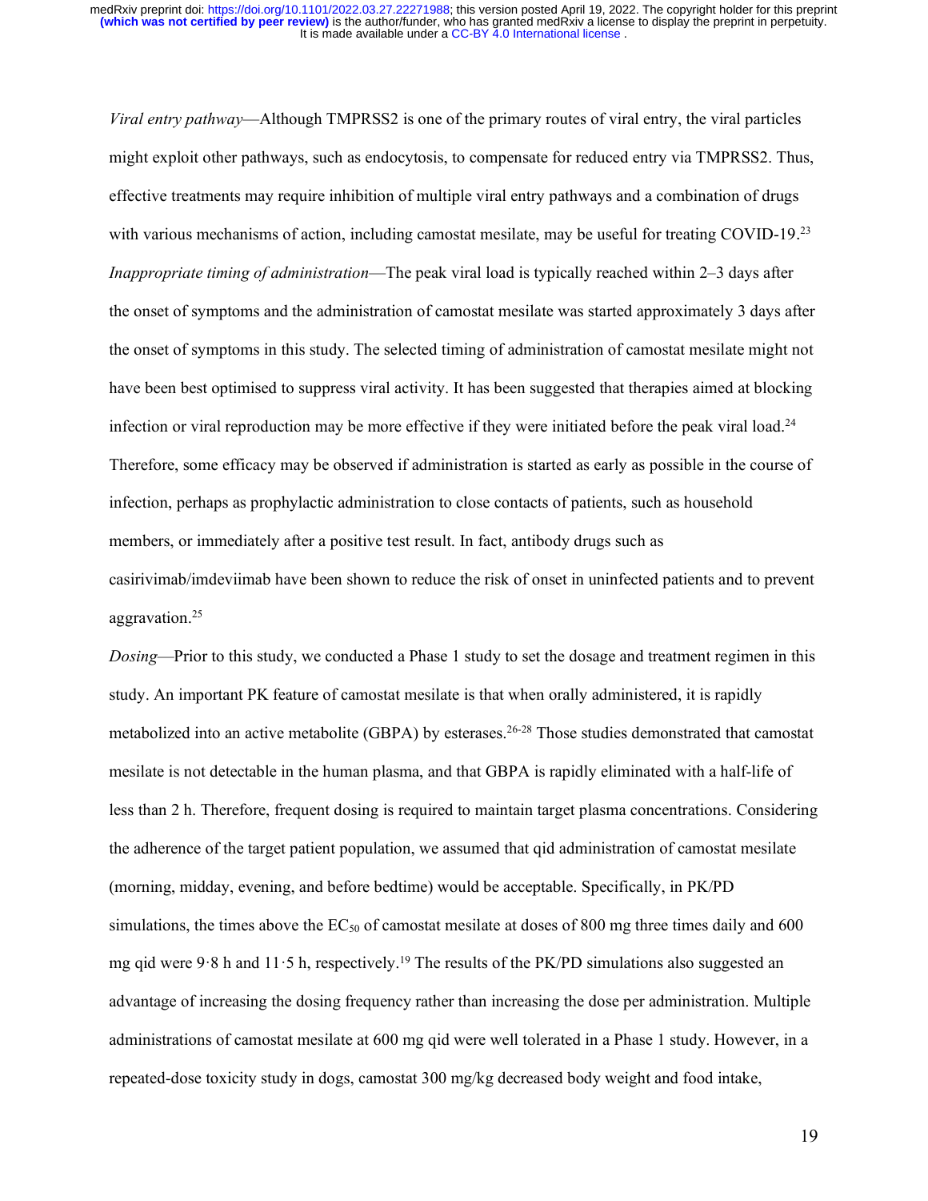*Viral entry pathway*—Although TMPRSS2 is one of the primary routes of viral entry, the viral particles might exploit other pathways, such as endocytosis, to compensate for reduced entry via TMPRSS2. Thus, effective treatments may require inhibition of multiple viral entry pathways and a combination of drugs with various mechanisms of action, including camostat mesilate, may be useful for treating COVID-19.[23]

*Inappropriate timing of administration*—The peak viral load is typically reached within 2–3 days after the onset of symptoms and the administration of camostat mesilate was started approximately 3 days after the onset of symptoms in this study. The selected timing of administration of camostat mesilate might not have been best optimised to suppress viral activity. It has been suggested that therapies aimed at blocking infection or viral reproduction may be more effective if they were initiated before the peak viral load.[24] Therefore, some efficacy may be observed if administration is started as early as possible in the course of infection, perhaps as prophylactic administration to close contacts of patients, such as household members, or immediately after a positive test result. In fact, antibody drugs such as casirivimab/imdeviimab have been shown to reduce the risk of onset in uninfected patients and to prevent aggravation.[25]

*Dosing*—Prior to this study, we conducted a Phase 1 study to set the dosage and treatment regimen in this study. An important PK feature of camostat mesilate is that when orally administered, it is rapidly metabolized into an active metabolite (GBPA) by esterases.[26-28] Those studies demonstrated that camostat mesilate is not detectable in the human plasma, and that GBPA is rapidly eliminated with a half-life of less than 2 h. Therefore, frequent dosing is required to maintain target plasma concentrations. Considering the adherence of the target patient population, we assumed that qid administration of camostat mesilate (morning, midday, evening, and before bedtime) would be acceptable. Specifically, in PK/PD simulations, the times above the $EC_{50}$ of camostat mesilate at doses of 800 mg three times daily and 600 mg qid were 9·8 h and 11·5 h, respectively.[19] The results of the PK/PD simulations also suggested an advantage of increasing the dosing frequency rather than increasing the dose per administration. Multiple administrations of camostat mesilate at 600 mg qid were well tolerated in a Phase 1 study. However, in a repeated-dose toxicity study in dogs, camostat 300 mg/kg decreased body weight and food intake,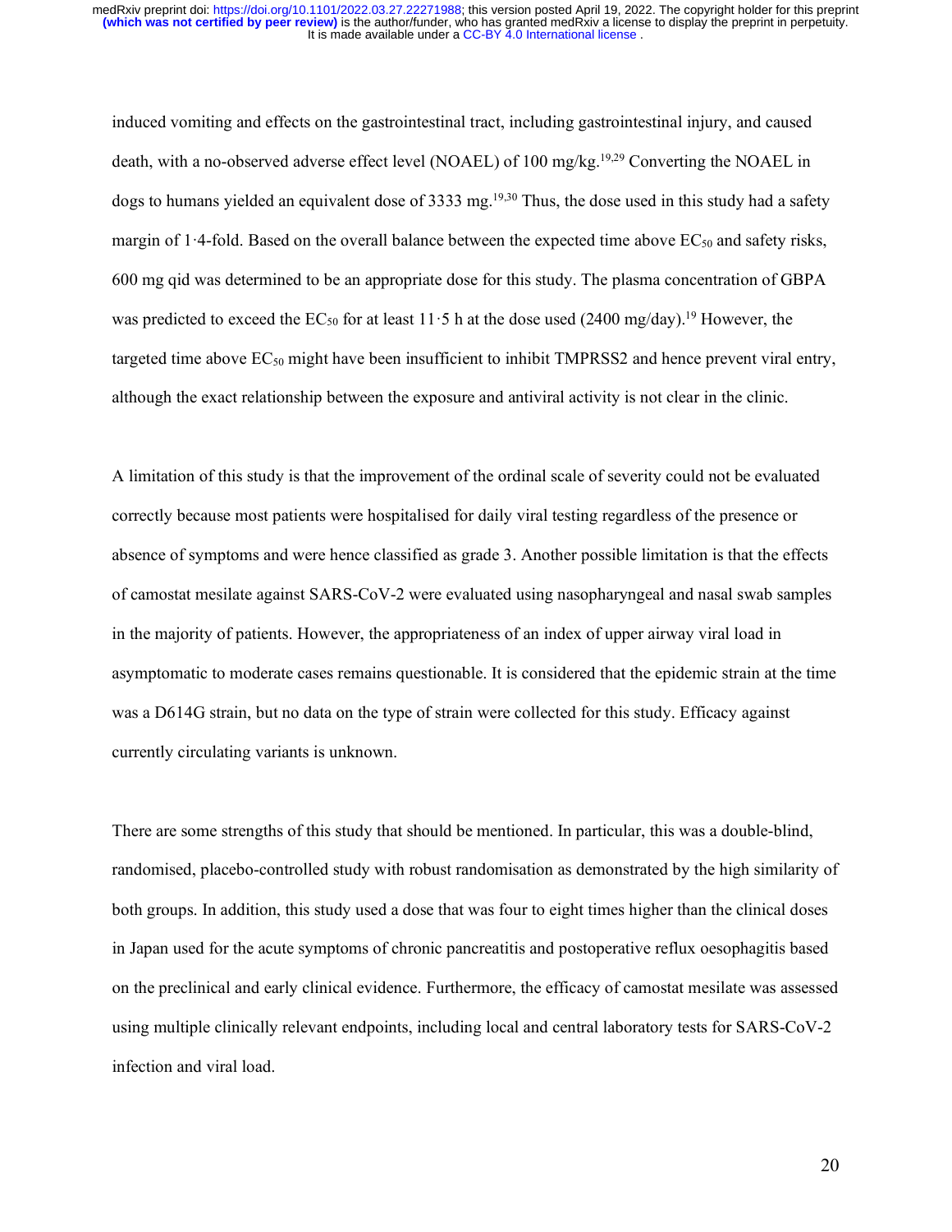induced vomiting and effects on the gastrointestinal tract, including gastrointestinal injury, and caused death, with a no-observed adverse effect level (NOAEL) of 100 mg/kg.[19,29] Converting the NOAEL in dogs to humans yielded an equivalent dose of 3333 mg.[19,30] Thus, the dose used in this study had a safety margin of 1·4-fold. Based on the overall balance between the expected time above $EC_{50}$ and safety risks, 600 mg qid was determined to be an appropriate dose for this study. The plasma concentration of GBPA was predicted to exceed the $EC_{50}$ for at least 11·5 h at the dose used (2400 mg/day).[19] However, the targeted time above $EC_{50}$ might have been insufficient to inhibit TMPRSS2 and hence prevent viral entry, although the exact relationship between the exposure and antiviral activity is not clear in the clinic.

A limitation of this study is that the improvement of the ordinal scale of severity could not be evaluated correctly because most patients were hospitalised for daily viral testing regardless of the presence or absence of symptoms and were hence classified as grade 3. Another possible limitation is that the effects of camostat mesilate against SARS-CoV-2 were evaluated using nasopharyngeal and nasal swab samples in the majority of patients. However, the appropriateness of an index of upper airway viral load in asymptomatic to moderate cases remains questionable. It is considered that the epidemic strain at the time was a D614G strain, but no data on the type of strain were collected for this study. Efficacy against currently circulating variants is unknown.

There are some strengths of this study that should be mentioned. In particular, this was a double-blind, randomised, placebo-controlled study with robust randomisation as demonstrated by the high similarity of both groups. In addition, this study used a dose that was four to eight times higher than the clinical doses in Japan used for the acute symptoms of chronic pancreatitis and postoperative reflux oesophagitis based on the preclinical and early clinical evidence. Furthermore, the efficacy of camostat mesilate was assessed using multiple clinically relevant endpoints, including local and central laboratory tests for SARS-CoV-2 infection and viral load.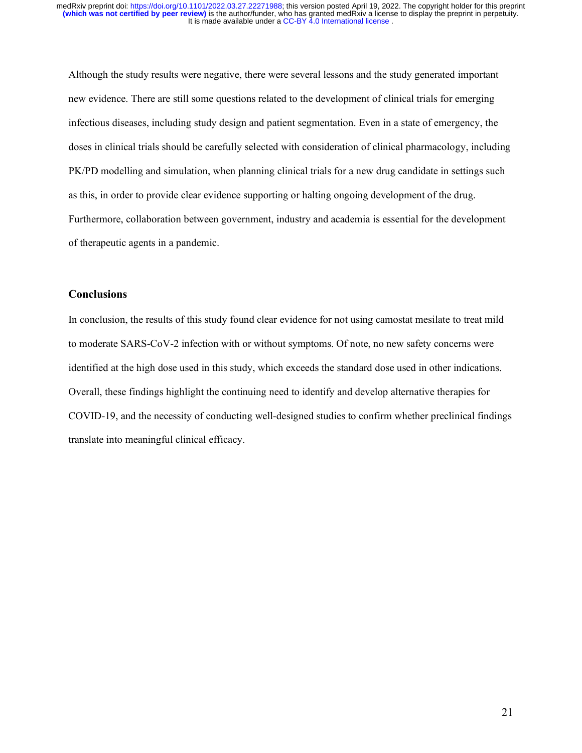Although the study results were negative, there were several lessons and the study generated important new evidence. There are still some questions related to the development of clinical trials for emerging infectious diseases, including study design and patient segmentation. Even in a state of emergency, the doses in clinical trials should be carefully selected with consideration of clinical pharmacology, including PK/PD modelling and simulation, when planning clinical trials for a new drug candidate in settings such as this, in order to provide clear evidence supporting or halting ongoing development of the drug. Furthermore, collaboration between government, industry and academia is essential for the development of therapeutic agents in a pandemic.

## Conclusions

In conclusion, the results of this study found clear evidence for not using camostat mesilate to treat mild to moderate SARS-CoV-2 infection with or without symptoms. Of note, no new safety concerns were identified at the high dose used in this study, which exceeds the standard dose used in other indications. Overall, these findings highlight the continuing need to identify and develop alternative therapies for COVID-19, and the necessity of conducting well-designed studies to confirm whether preclinical findings translate into meaningful clinical efficacy.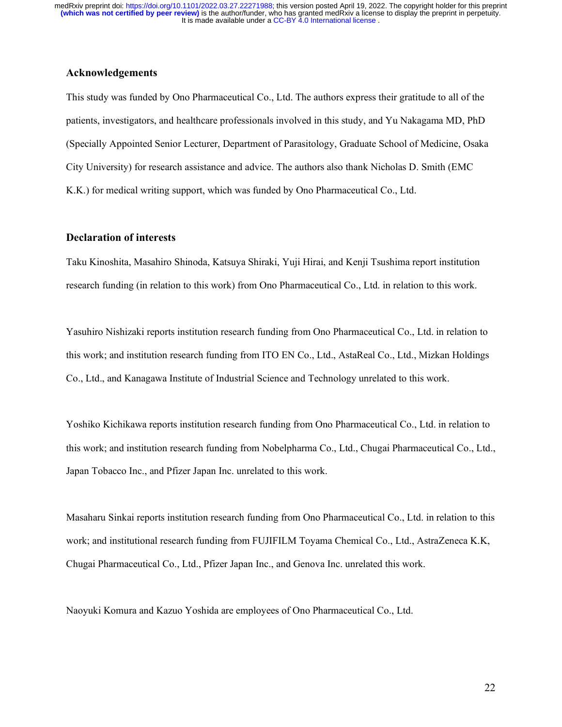## Acknowledgements

This study was funded by Ono Pharmaceutical Co., Ltd. The authors express their gratitude to all of the patients, investigators, and healthcare professionals involved in this study, and Yu Nakagama MD, PhD (Specially Appointed Senior Lecturer, Department of Parasitology, Graduate School of Medicine, Osaka City University) for research assistance and advice. The authors also thank Nicholas D. Smith (EMC K.K.) for medical writing support, which was funded by Ono Pharmaceutical Co., Ltd.

## Declaration of interests

Taku Kinoshita, Masahiro Shinoda, Katsuya Shiraki, Yuji Hirai, and Kenji Tsushima report institution research funding (in relation to this work) from Ono Pharmaceutical Co., Ltd. in relation to this work.

Yasuhiro Nishizaki reports institution research funding from Ono Pharmaceutical Co., Ltd. in relation to this work; and institution research funding from ITO EN Co., Ltd., AstaReal Co., Ltd., Mizkan Holdings Co., Ltd., and Kanagawa Institute of Industrial Science and Technology unrelated to this work.

Yoshiko Kichikawa reports institution research funding from Ono Pharmaceutical Co., Ltd. in relation to this work; and institution research funding from Nobelpharma Co., Ltd., Chugai Pharmaceutical Co., Ltd., Japan Tobacco Inc., and Pfizer Japan Inc. unrelated to this work.

Masaharu Sinkai reports institution research funding from Ono Pharmaceutical Co., Ltd. in relation to this work; and institutional research funding from FUJIFILM Toyama Chemical Co., Ltd., AstraZeneca K.K, Chugai Pharmaceutical Co., Ltd., Pfizer Japan Inc., and Genova Inc. unrelated this work.

Naoyuki Komura and Kazuo Yoshida are employees of Ono Pharmaceutical Co., Ltd.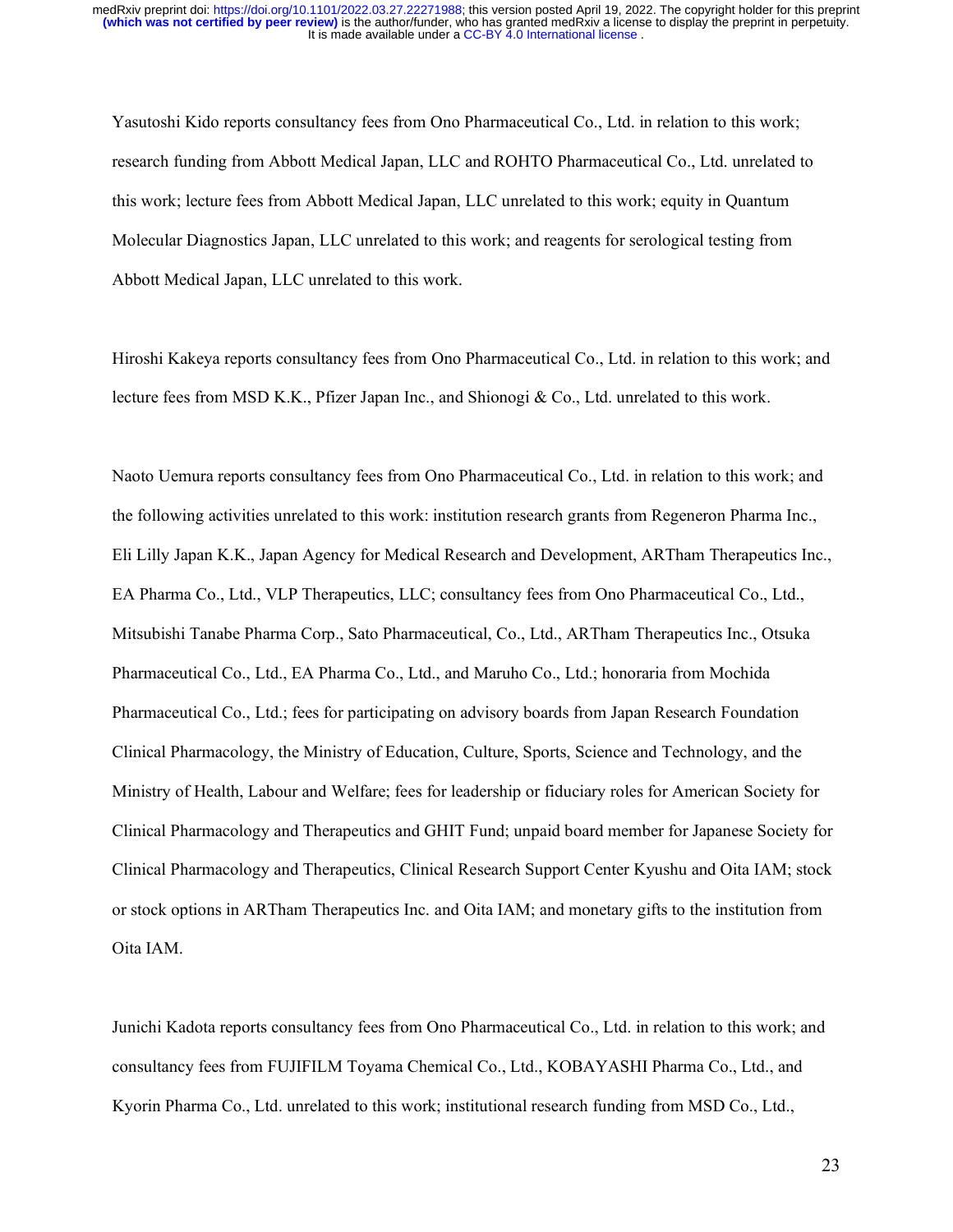Yasutoshi Kido reports consultancy fees from Ono Pharmaceutical Co., Ltd. in relation to this work; research funding from Abbott Medical Japan, LLC and ROHTO Pharmaceutical Co., Ltd. unrelated to this work; lecture fees from Abbott Medical Japan, LLC unrelated to this work; equity in Quantum Molecular Diagnostics Japan, LLC unrelated to this work; and reagents for serological testing from Abbott Medical Japan, LLC unrelated to this work.

Hiroshi Kakeya reports consultancy fees from Ono Pharmaceutical Co., Ltd. in relation to this work; and lecture fees from MSD K.K., Pfizer Japan Inc., and Shionogi & Co., Ltd. unrelated to this work.

Naoto Uemura reports consultancy fees from Ono Pharmaceutical Co., Ltd. in relation to this work; and the following activities unrelated to this work: institution research grants from Regeneron Pharma Inc., Eli Lilly Japan K.K., Japan Agency for Medical Research and Development, ARTham Therapeutics Inc., EA Pharma Co., Ltd., VLP Therapeutics, LLC; consultancy fees from Ono Pharmaceutical Co., Ltd., Mitsubishi Tanabe Pharma Corp., Sato Pharmaceutical, Co., Ltd., ARTham Therapeutics Inc., Otsuka Pharmaceutical Co., Ltd., EA Pharma Co., Ltd., and Maruho Co., Ltd.; honoraria from Mochida Pharmaceutical Co., Ltd.; fees for participating on advisory boards from Japan Research Foundation Clinical Pharmacology, the Ministry of Education, Culture, Sports, Science and Technology, and the Ministry of Health, Labour and Welfare; fees for leadership or fiduciary roles for American Society for Clinical Pharmacology and Therapeutics and GHIT Fund; unpaid board member for Japanese Society for Clinical Pharmacology and Therapeutics, Clinical Research Support Center Kyushu and Oita IAM; stock or stock options in ARTham Therapeutics Inc. and Oita IAM; and monetary gifts to the institution from Oita IAM.

Junichi Kadota reports consultancy fees from Ono Pharmaceutical Co., Ltd. in relation to this work; and consultancy fees from FUJIFILM Toyama Chemical Co., Ltd., KOBAYASHI Pharma Co., Ltd., and Kyorin Pharma Co., Ltd. unrelated to this work; institutional research funding from MSD Co., Ltd.,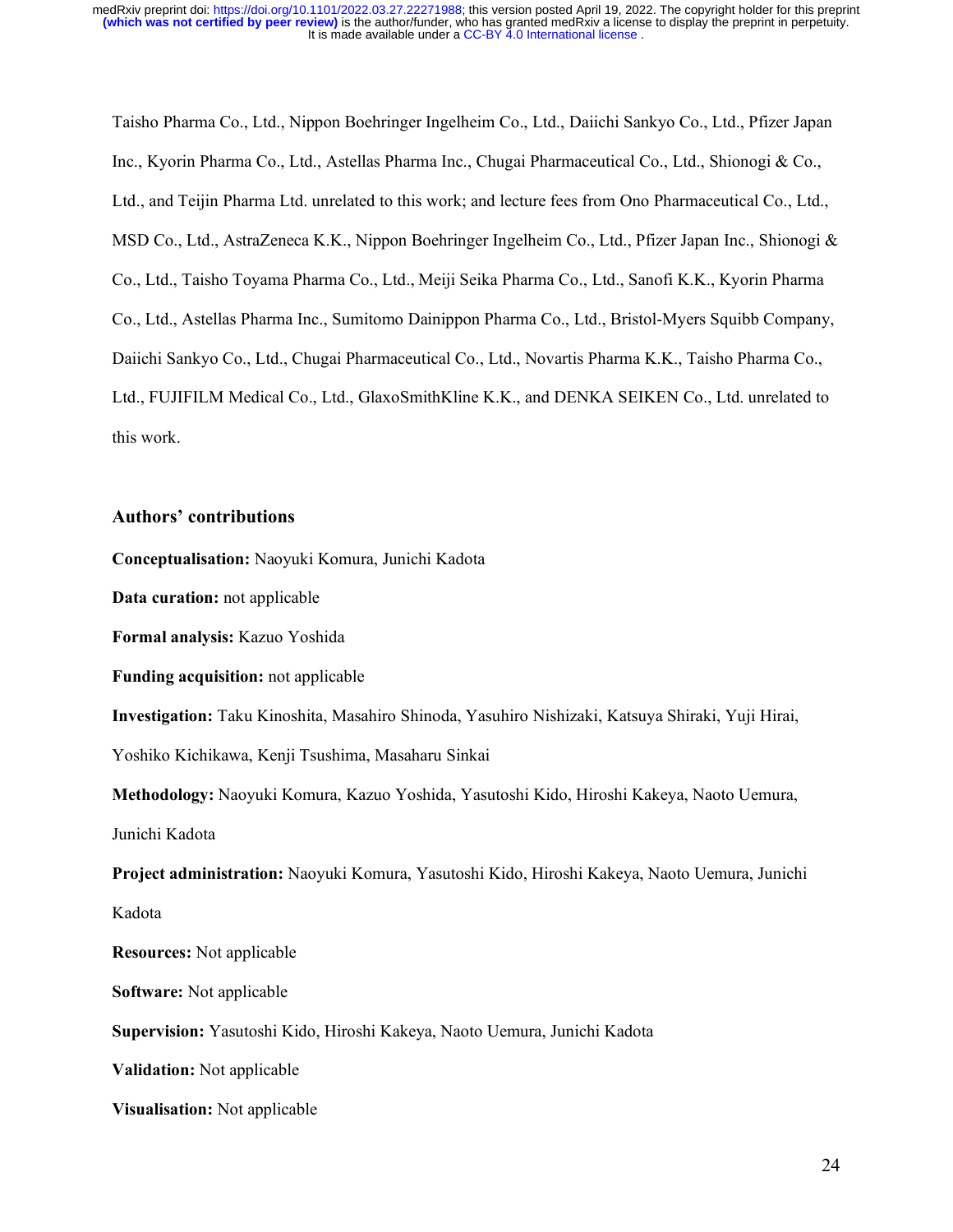Taisho Pharma Co., Ltd., Nippon Boehringer Ingelheim Co., Ltd., Daiichi Sankyo Co., Ltd., Pfizer Japan Inc., Kyorin Pharma Co., Ltd., Astellas Pharma Inc., Chugai Pharmaceutical Co., Ltd., Shionogi & Co., Ltd., and Teijin Pharma Ltd. unrelated to this work; and lecture fees from Ono Pharmaceutical Co., Ltd., MSD Co., Ltd., AstraZeneca K.K., Nippon Boehringer Ingelheim Co., Ltd., Pfizer Japan Inc., Shionogi & Co., Ltd., Taisho Toyama Pharma Co., Ltd., Meiji Seika Pharma Co., Ltd., Sanofi K.K., Kyorin Pharma Co., Ltd., Astellas Pharma Inc., Sumitomo Dainippon Pharma Co., Ltd., Bristol-Myers Squibb Company, Daiichi Sankyo Co., Ltd., Chugai Pharmaceutical Co., Ltd., Novartis Pharma K.K., Taisho Pharma Co., Ltd., FUJIFILM Medical Co., Ltd., GlaxoSmithKline K.K., and DENKA SEIKEN Co., Ltd. unrelated to this work.

## Authors' contributions

**Conceptualisation:** Naoyuki Komura, Junichi Kadota

**Data curation:** not applicable

**Formal analysis:** Kazuo Yoshida

**Funding acquisition:** not applicable

**Investigation:** Taku Kinoshita, Masahiro Shinoda, Yasuhiro Nishizaki, Katsuya Shiraki, Yuji Hirai, Yoshiko Kichikawa, Kenji Tsushima, Masaharu Sinkai

**Methodology:** Naoyuki Komura, Kazuo Yoshida, Yasutoshi Kido, Hiroshi Kakeya, Naoto Uemura, Junichi Kadota

**Project administration:** Naoyuki Komura, Yasutoshi Kido, Hiroshi Kakeya, Naoto Uemura, Junichi Kadota

**Resources:** Not applicable

**Software:** Not applicable

**Supervision:** Yasutoshi Kido, Hiroshi Kakeya, Naoto Uemura, Junichi Kadota

**Validation:** Not applicable

**Visualisation:** Not applicable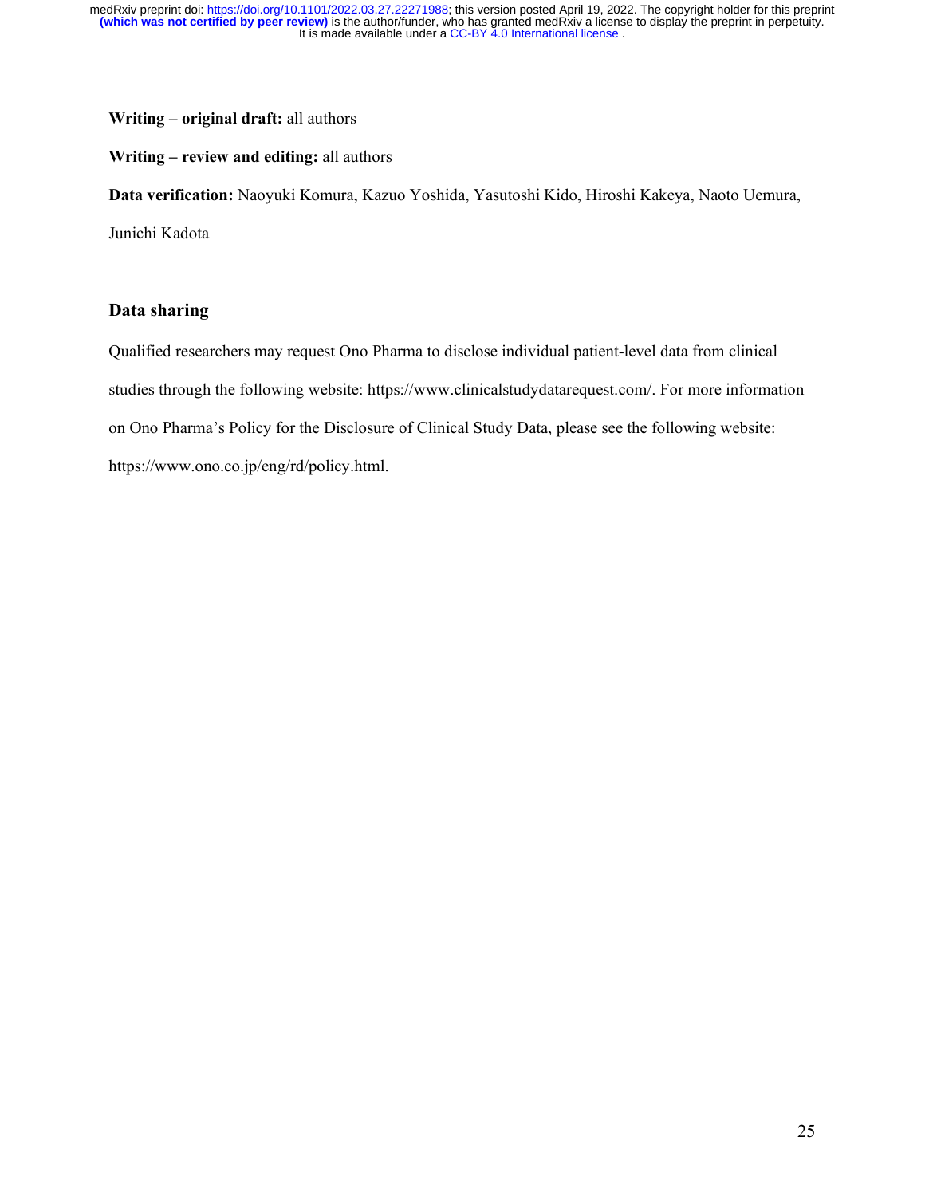**Writing – original draft:** all authors

**Writing – review and editing:** all authors

**Data verification:** Naoyuki Komura, Kazuo Yoshida, Yasutoshi Kido, Hiroshi Kakeya, Naoto Uemura, Junichi Kadota

## Data sharing

Qualified researchers may request Ono Pharma to disclose individual patient-level data from clinical studies through the following website: https://www.clinicalstudydatarequest.com/. For more information on Ono Pharma's Policy for the Disclosure of Clinical Study Data, please see the following website: https://www.ono.co.jp/eng/rd/policy.html.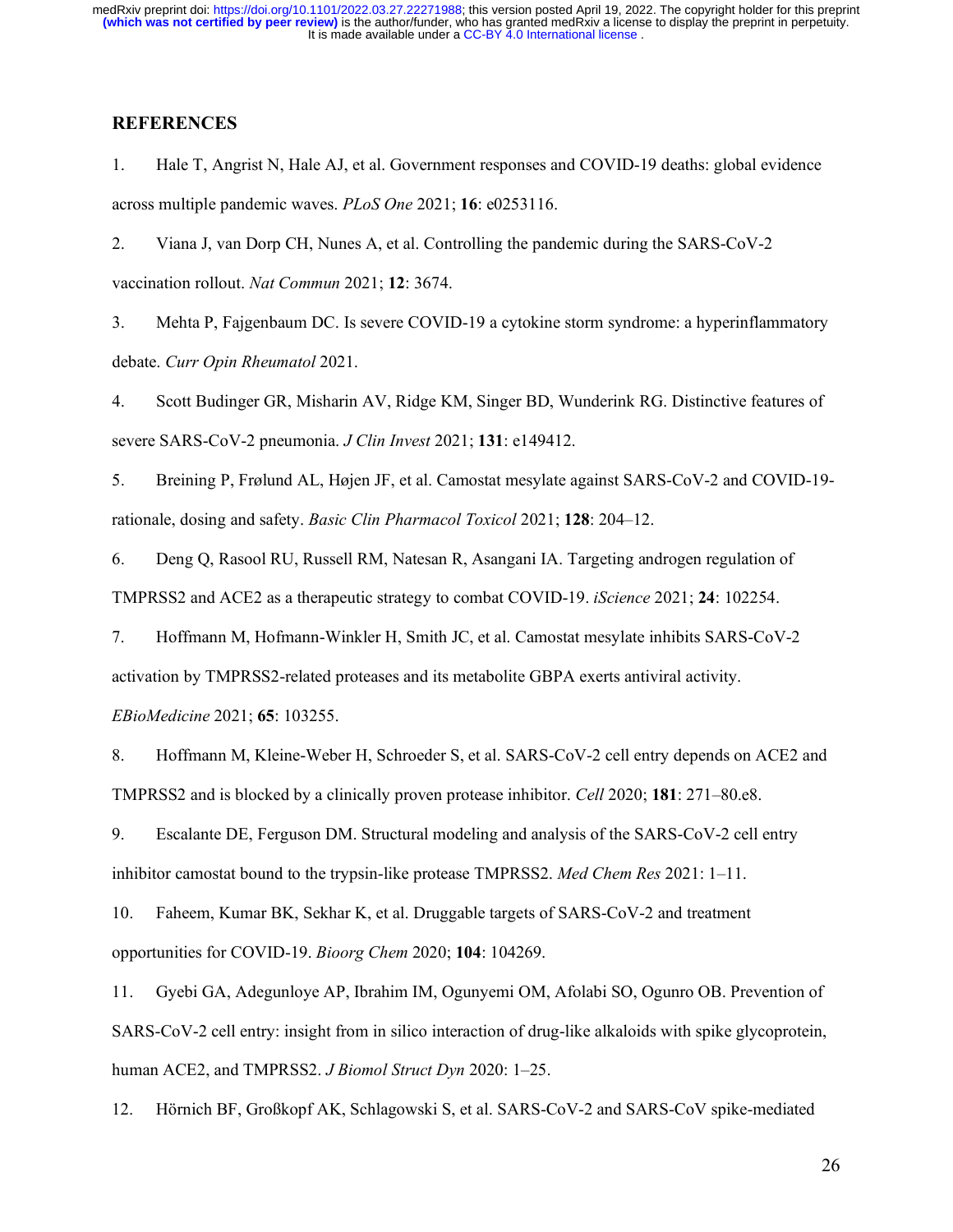## REFERENCES

1. Hale T, Angrist N, Hale AJ, et al. Government responses and COVID-19 deaths: global evidence across multiple pandemic waves. *PLoS One* 2021; **16**: e0253116.

2. Viana J, van Dorp CH, Nunes A, et al. Controlling the pandemic during the SARS-CoV-2 vaccination rollout. *Nat Commun* 2021; **12**: 3674.

3. Mehta P, Fajgenbaum DC. Is severe COVID-19 a cytokine storm syndrome: a hyperinflammatory debate. *Curr Opin Rheumatol* 2021.

4. Scott Budinger GR, Misharin AV, Ridge KM, Singer BD, Wunderink RG. Distinctive features of severe SARS-CoV-2 pneumonia. *J Clin Invest* 2021; **131**: e149412.

5. Breining P, Frølund AL, Højen JF, et al. Camostat mesylate against SARS-CoV-2 and COVID-19-rationale, dosing and safety. *Basic Clin Pharmacol Toxicol* 2021; **128**: 204–12.

6. Deng Q, Rasool RU, Russell RM, Natesan R, Asangani IA. Targeting androgen regulation of TMPRSS2 and ACE2 as a therapeutic strategy to combat COVID-19. *iScience* 2021; **24**: 102254.

7. Hoffmann M, Hofmann-Winkler H, Smith JC, et al. Camostat mesylate inhibits SARS-CoV-2 activation by TMPRSS2-related proteases and its metabolite GBPA exerts antiviral activity. *EBioMedicine* 2021; **65**: 103255.

8. Hoffmann M, Kleine-Weber H, Schroeder S, et al. SARS-CoV-2 cell entry depends on ACE2 and TMPRSS2 and is blocked by a clinically proven protease inhibitor. *Cell* 2020; **181**: 271–80.e8.

9. Escalante DE, Ferguson DM. Structural modeling and analysis of the SARS-CoV-2 cell entry inhibitor camostat bound to the trypsin-like protease TMPRSS2. *Med Chem Res* 2021: 1–11.

10. Faheem, Kumar BK, Sekhar K, et al. Druggable targets of SARS-CoV-2 and treatment opportunities for COVID-19. *Bioorg Chem* 2020; **104**: 104269.

11. Gyebi GA, Adegunloye AP, Ibrahim IM, Ogunyemi OM, Afolabi SO, Ogunro OB. Prevention of SARS-CoV-2 cell entry: insight from in silico interaction of drug-like alkaloids with spike glycoprotein, human ACE2, and TMPRSS2. *J Biomol Struct Dyn* 2020: 1–25.

12. Hörnich BF, Großkopf AK, Schlagowski S, et al. SARS-CoV-2 and SARS-CoV spike-mediated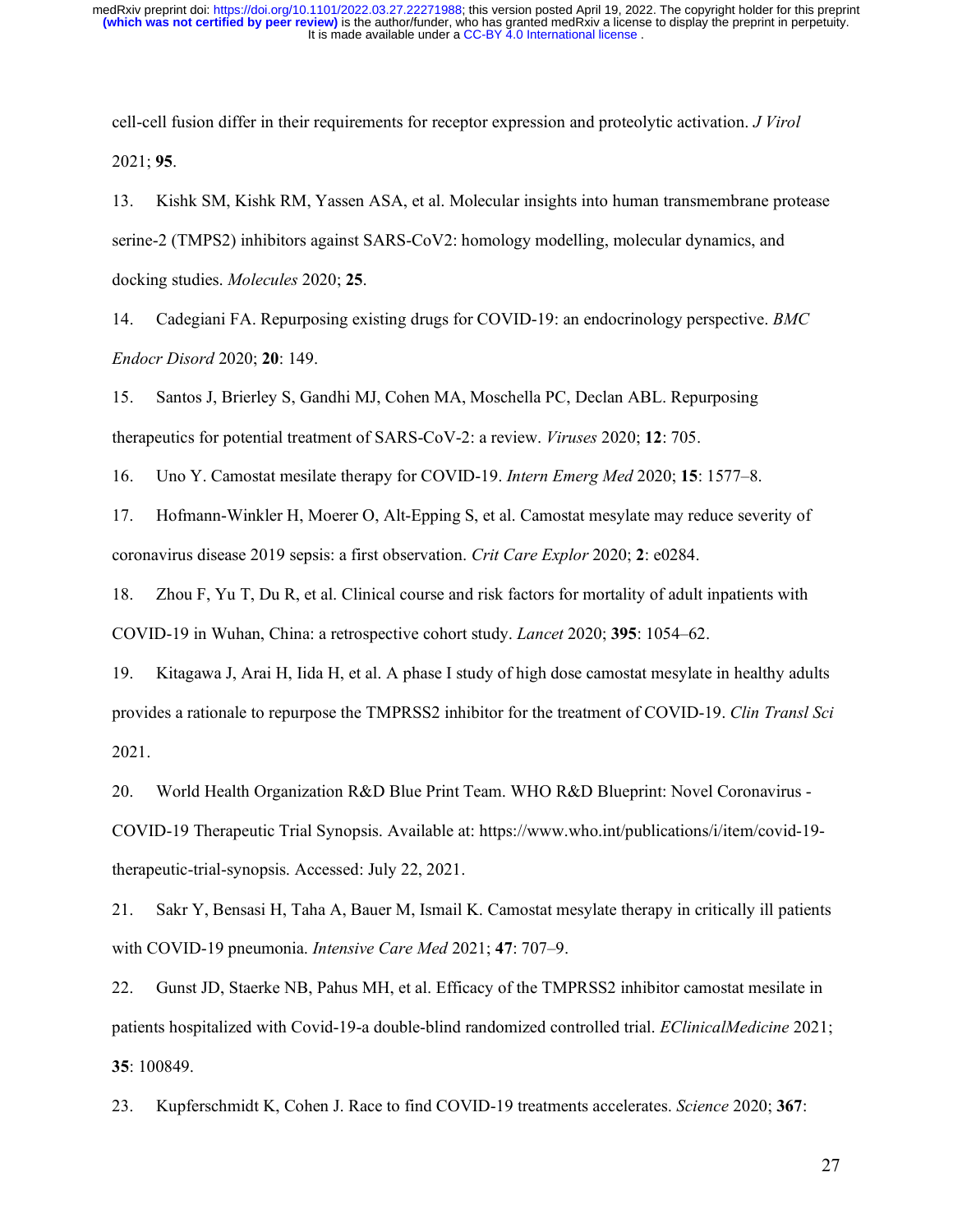cell-cell fusion differ in their requirements for receptor expression and proteolytic activation. *J Virol* 2021; **95**.

13. Kishk SM, Kishk RM, Yassen ASA, et al. Molecular insights into human transmembrane protease serine-2 (TMPS2) inhibitors against SARS-CoV2: homology modelling, molecular dynamics, and docking studies. *Molecules* 2020; **25**.

14. Cadegiani FA. Repurposing existing drugs for COVID-19: an endocrinology perspective. *BMC Endocr Disord* 2020; **20**: 149.

15. Santos J, Brierley S, Gandhi MJ, Cohen MA, Moschella PC, Declan ABL. Repurposing therapeutics for potential treatment of SARS-CoV-2: a review. *Viruses* 2020; **12**: 705.

16. Uno Y. Camostat mesilate therapy for COVID-19. *Intern Emerg Med* 2020; **15**: 1577–8.

17. Hofmann-Winkler H, Moerer O, Alt-Epping S, et al. Camostat mesylate may reduce severity of coronavirus disease 2019 sepsis: a first observation. *Crit Care Explor* 2020; **2**: e0284.

18. Zhou F, Yu T, Du R, et al. Clinical course and risk factors for mortality of adult inpatients with COVID-19 in Wuhan, China: a retrospective cohort study. *Lancet* 2020; **395**: 1054–62.

19. Kitagawa J, Arai H, Iida H, et al. A phase I study of high dose camostat mesylate in healthy adults provides a rationale to repurpose the TMPRSS2 inhibitor for the treatment of COVID-19. *Clin Transl Sci* 2021.

20. World Health Organization R&D Blue Print Team. WHO R&D Blueprint: Novel Coronavirus - COVID-19 Therapeutic Trial Synopsis. Available at: https://www.who.int/publications/i/item/covid-19-therapeutic-trial-synopsis. Accessed: July 22, 2021.

21. Sakr Y, Bensasi H, Taha A, Bauer M, Ismail K. Camostat mesylate therapy in critically ill patients with COVID-19 pneumonia. *Intensive Care Med* 2021; **47**: 707–9.

22. Gunst JD, Staerke NB, Pahus MH, et al. Efficacy of the TMPRSS2 inhibitor camostat mesilate in patients hospitalized with Covid-19-a double-blind randomized controlled trial. *EClinicalMedicine* 2021; **35**: 100849.

23. Kupferschmidt K, Cohen J. Race to find COVID-19 treatments accelerates. *Science* 2020; **367**: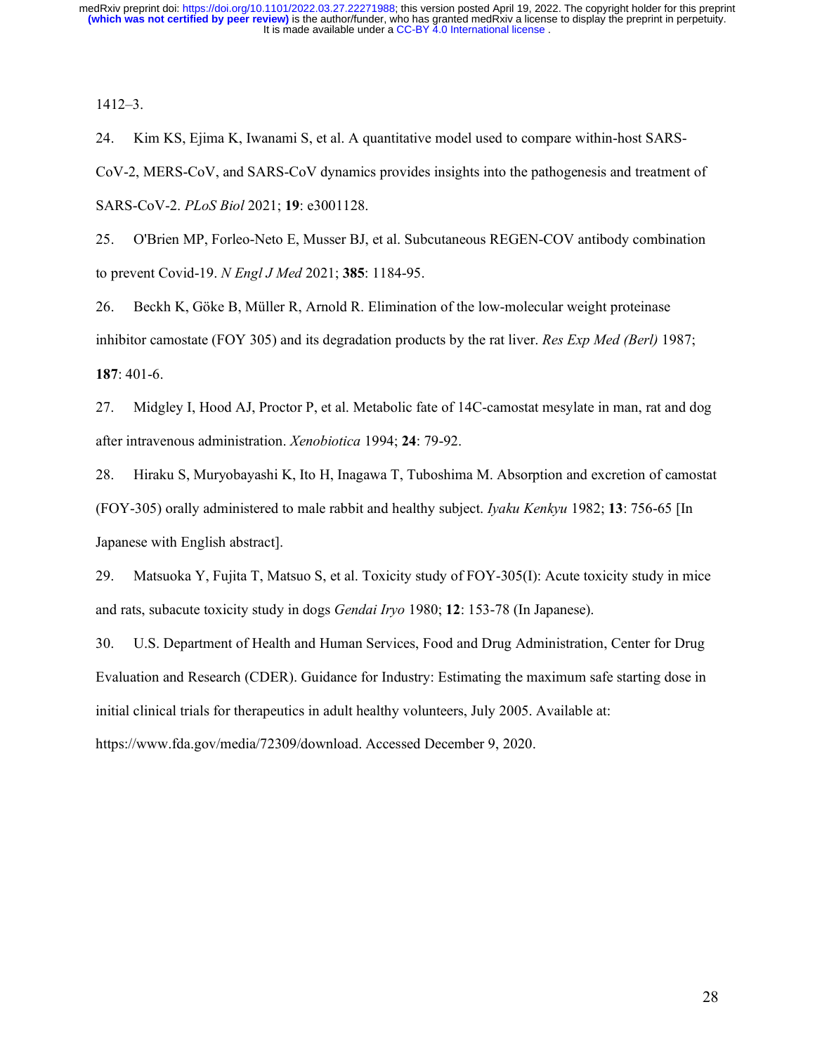1412–3.

24. Kim KS, Ejima K, Iwanami S, et al. A quantitative model used to compare within-host SARS-CoV-2, MERS-CoV, and SARS-CoV dynamics provides insights into the pathogenesis and treatment of SARS-CoV-2. *PLoS Biol* 2021; **19**: e3001128.

25. O'Brien MP, Forleo-Neto E, Musser BJ, et al. Subcutaneous REGEN-COV antibody combination to prevent Covid-19. *N Engl J Med* 2021; **385**: 1184-95.

26. Beckh K, Göke B, Müller R, Arnold R. Elimination of the low-molecular weight proteinase inhibitor camostate (FOY 305) and its degradation products by the rat liver. *Res Exp Med (Berl)* 1987; **187**: 401-6.

27. Midgley I, Hood AJ, Proctor P, et al. Metabolic fate of 14C-camostat mesylate in man, rat and dog after intravenous administration. *Xenobiotica* 1994; **24**: 79-92.

28. Hiraku S, Muryobayashi K, Ito H, Inagawa T, Tuboshima M. Absorption and excretion of camostat (FOY-305) orally administered to male rabbit and healthy subject. *Iyaku Kenkyu* 1982; **13**: 756-65 [In Japanese with English abstract].

29. Matsuoka Y, Fujita T, Matsuo S, et al. Toxicity study of FOY-305(I): Acute toxicity study in mice and rats, subacute toxicity study in dogs *Gendai Iryo* 1980; **12**: 153-78 (In Japanese).

30. U.S. Department of Health and Human Services, Food and Drug Administration, Center for Drug Evaluation and Research (CDER). Guidance for Industry: Estimating the maximum safe starting dose in initial clinical trials for therapeutics in adult healthy volunteers, July 2005. Available at: https://www.fda.gov/media/72309/download. Accessed December 9, 2020.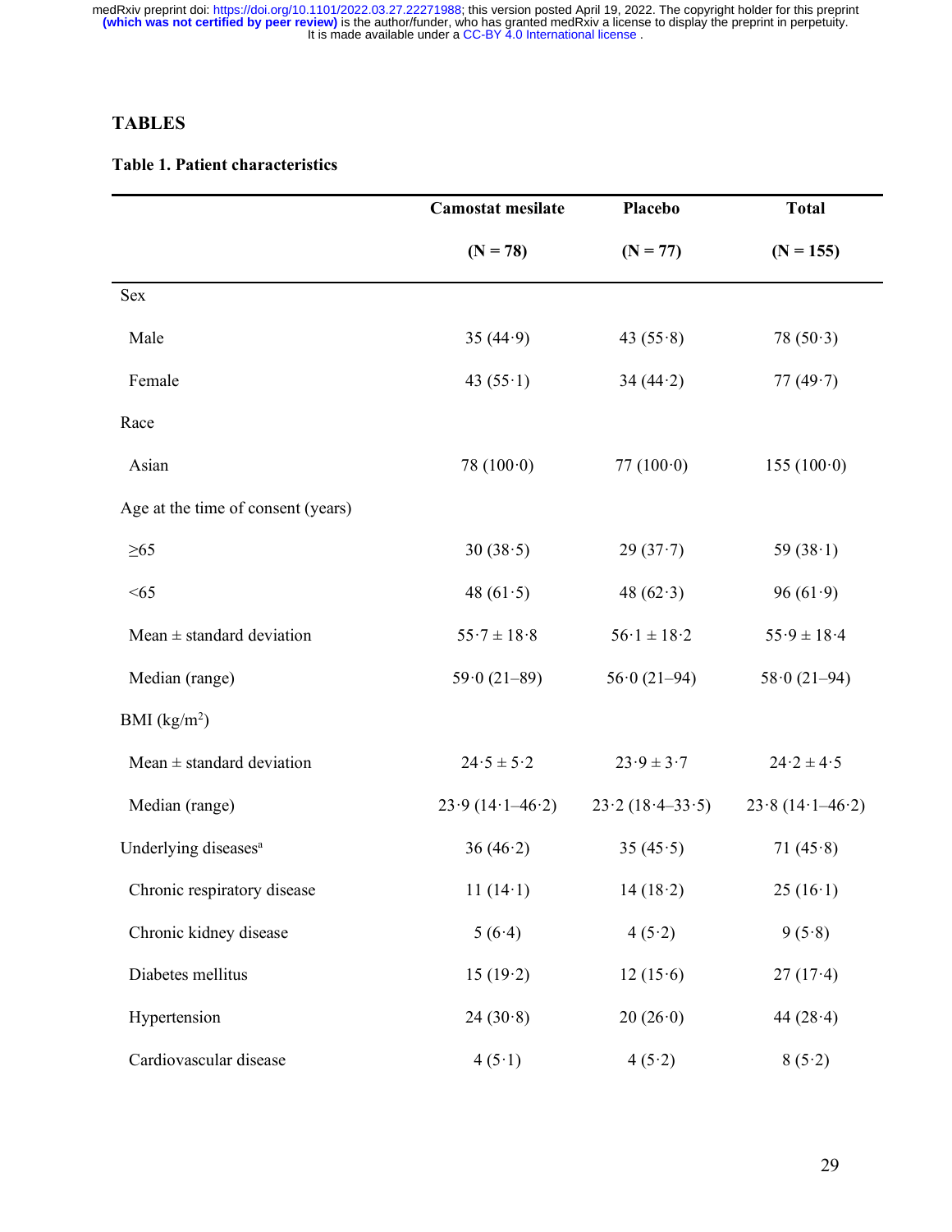## TABLES

**Table 1. Patient characteristics**

| | Camostat mesilate (N = 78) | Placebo (N = 77) | Total (N = 155) |
|---|---|---|---|
| Sex | | | |
| Male | 35 (44·9) | 43 (55·8) | 78 (50·3) |
| Female | 43 (55·1) | 34 (44·2) | 77 (49·7) |
| Race | | | |
| Asian | 78 (100·0) | 77 (100·0) | 155 (100·0) |
| Age at the time of consent (years) | | | |
| ≥65 | 30 (38·5) | 29 (37·7) | 59 (38·1) |
| <65 | 48 (61·5) | 48 (62·3) | 96 (61·9) |
| Mean ± standard deviation | 55·7 ± 18·8 | 56·1 ± 18·2 | 55·9 ± 18·4 |
| Median (range) | 59·0 (21–89) | 56·0 (21–94) | 58·0 (21–94) |
| BMI ($kg/m^2$) | | | |
| Mean ± standard deviation | 24·5 ± 5·2 | 23·9 ± 3·7 | 24·2 ± 4·5 |
| Median (range) | 23·9 (14·1–46·2) | 23·2 (18·4–33·5) | 23·8 (14·1–46·2) |
| Underlying diseases[a] | 36 (46·2) | 35 (45·5) | 71 (45·8) |
| Chronic respiratory disease | 11 (14·1) | 14 (18·2) | 25 (16·1) |
| Chronic kidney disease | 5 (6·4) | 4 (5·2) | 9 (5·8) |
| Diabetes mellitus | 15 (19·2) | 12 (15·6) | 27 (17·4) |
| Hypertension | 24 (30·8) | 20 (26·0) | 44 (28·4) |
| Cardiovascular disease | 4 (5·1) | 4 (5·2) | 8 (5·2) |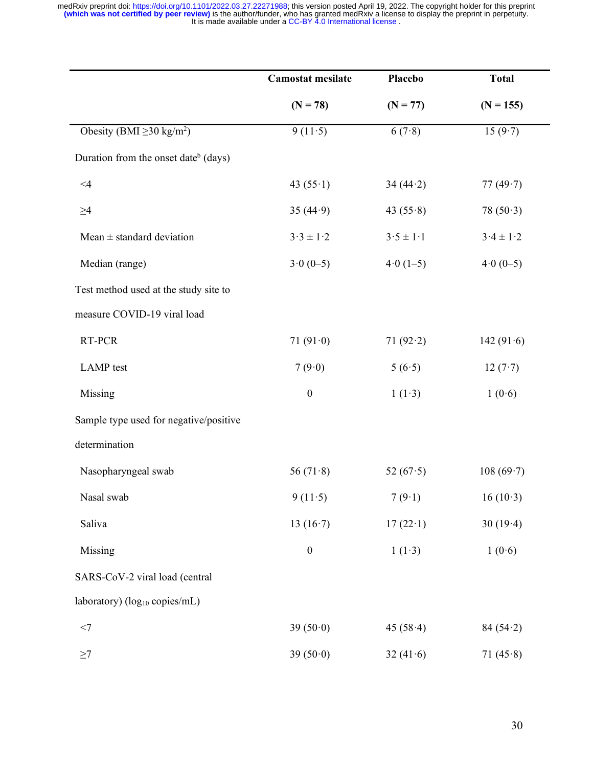|  | Camostat mesilate (N = 78) | Placebo (N = 77) | Total (N = 155) |
|---|---|---|---|
| Obesity (BMI ≥30 kg/m$^2$) | 9 (11·5) | 6 (7·8) | 15 (9·7) |
| Duration from the onset date[b] (days) |  |  |  |
| <4 | 43 (55·1) | 34 (44·2) | 77 (49·7) |
| ≥4 | 35 (44·9) | 43 (55·8) | 78 (50·3) |
| Mean ± standard deviation | 3·3 ± 1·2 | 3·5 ± 1·1 | 3·4 ± 1·2 |
| Median (range) | 3·0 (0–5) | 4·0 (1–5) | 4·0 (0–5) |
| Test method used at the study site to measure COVID-19 viral load |  |  |  |
| RT-PCR | 71 (91·0) | 71 (92·2) | 142 (91·6) |
| LAMP test | 7 (9·0) | 5 (6·5) | 12 (7·7) |
| Missing | 0 | 1 (1·3) | 1 (0·6) |
| Sample type used for negative/positive determination |  |  |  |
| Nasopharyngeal swab | 56 (71·8) | 52 (67·5) | 108 (69·7) |
| Nasal swab | 9 (11·5) | 7 (9·1) | 16 (10·3) |
| Saliva | 13 (16·7) | 17 (22·1) | 30 (19·4) |
| Missing | 0 | 1 (1·3) | 1 (0·6) |
| SARS-CoV-2 viral load (central laboratory) ($log_{10}$ copies/mL) |  |  |  |
| <7 | 39 (50·0) | 45 (58·4) | 84 (54·2) |
| ≥7 | 39 (50·0) | 32 (41·6) | 71 (45·8) |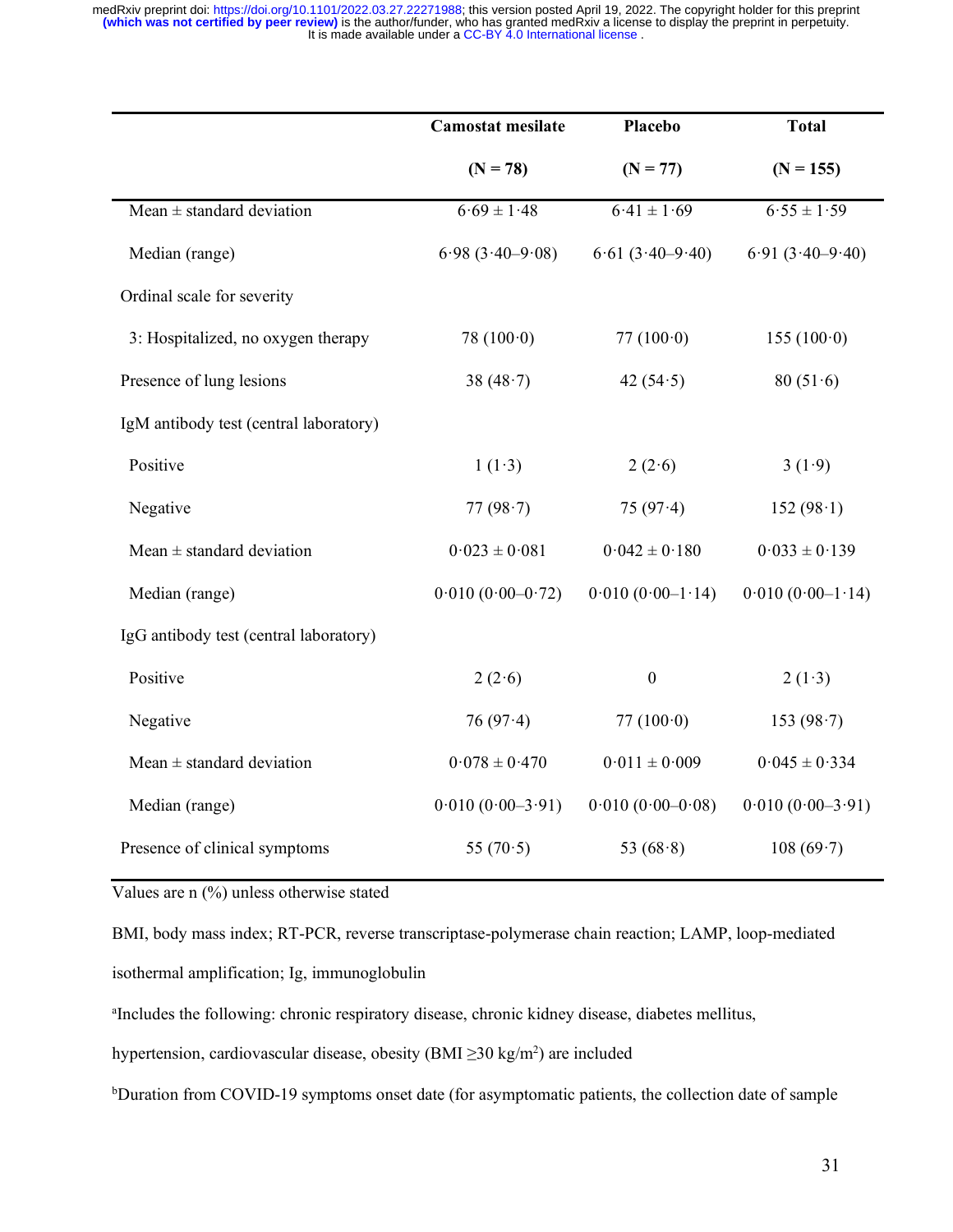|  | Camostat mesilate (N = 78) | Placebo (N = 77) | Total (N = 155) |
|---|---|---|---|
| Mean ± standard deviation | 6·69 ± 1·48 | 6·41 ± 1·69 | 6·55 ± 1·59 |
| Median (range) | 6·98 (3·40–9·08) | 6·61 (3·40–9·40) | 6·91 (3·40–9·40) |
| Ordinal scale for severity |  |  |  |
| 3: Hospitalized, no oxygen therapy | 78 (100·0) | 77 (100·0) | 155 (100·0) |
| Presence of lung lesions | 38 (48·7) | 42 (54·5) | 80 (51·6) |
| IgM antibody test (central laboratory) |  |  |  |
| Positive | 1 (1·3) | 2 (2·6) | 3 (1·9) |
| Negative | 77 (98·7) | 75 (97·4) | 152 (98·1) |
| Mean ± standard deviation | 0·023 ± 0·081 | 0·042 ± 0·180 | 0·033 ± 0·139 |
| Median (range) | 0·010 (0·00–0·72) | 0·010 (0·00–1·14) | 0·010 (0·00–1·14) |
| IgG antibody test (central laboratory) |  |  |  |
| Positive | 2 (2·6) | 0 | 2 (1·3) |
| Negative | 76 (97·4) | 77 (100·0) | 153 (98·7) |
| Mean ± standard deviation | 0·078 ± 0·470 | 0·011 ± 0·009 | 0·045 ± 0·334 |
| Median (range) | 0·010 (0·00–3·91) | 0·010 (0·00–0·08) | 0·010 (0·00–3·91) |
| Presence of clinical symptoms | 55 (70·5) | 53 (68·8) | 108 (69·7) |

Values are n (%) unless otherwise stated

BMI, body mass index; RT-PCR, reverse transcriptase-polymerase chain reaction; LAMP, loop-mediated isothermal amplification; Ig, immunoglobulin

[a]Includes the following: chronic respiratory disease, chronic kidney disease, diabetes mellitus, hypertension, cardiovascular disease, obesity (BMI ≥30 kg/m$^2$) are included

[b]Duration from COVID-19 symptoms onset date (for asymptomatic patients, the collection date of sample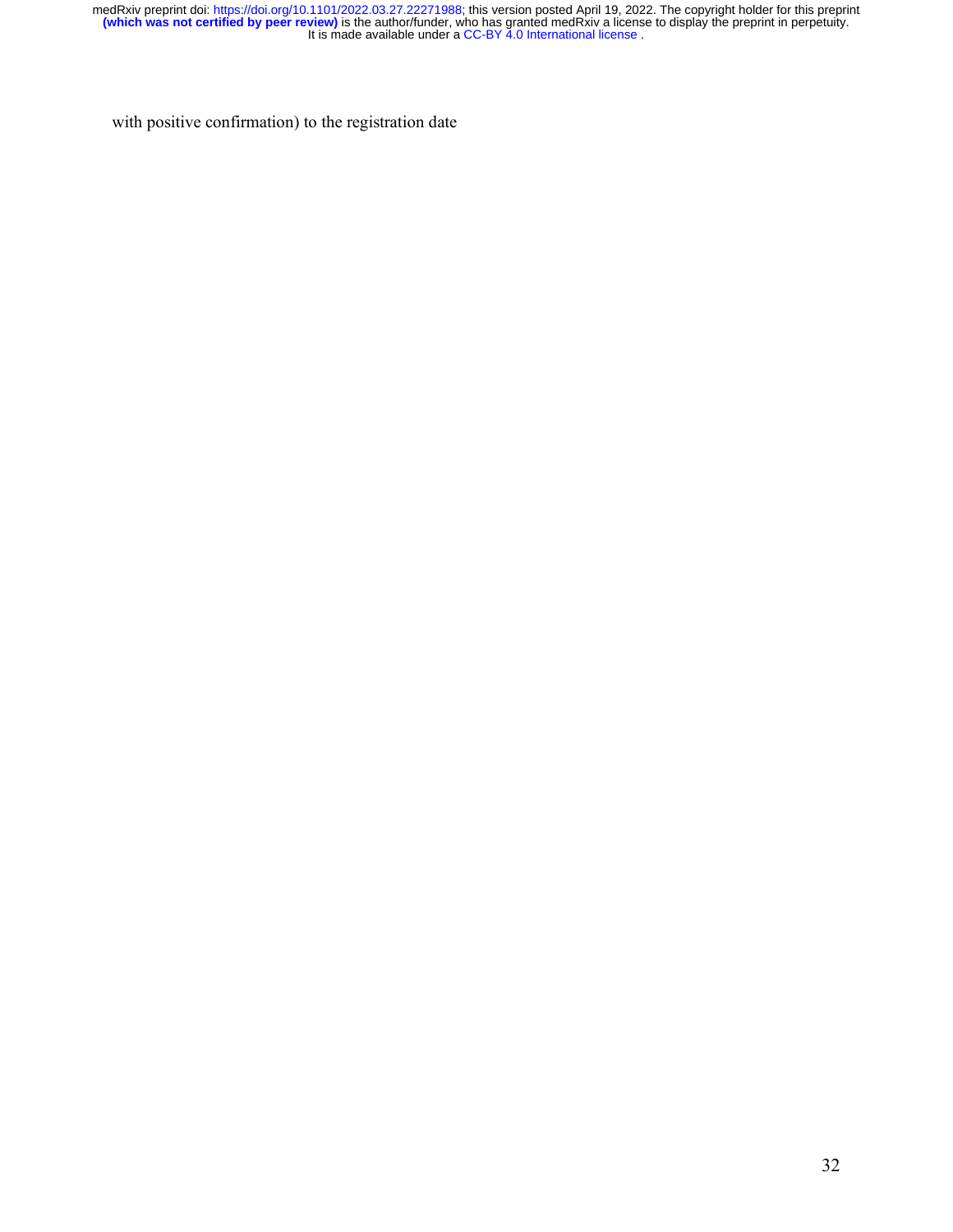with positive confirmation) to the registration date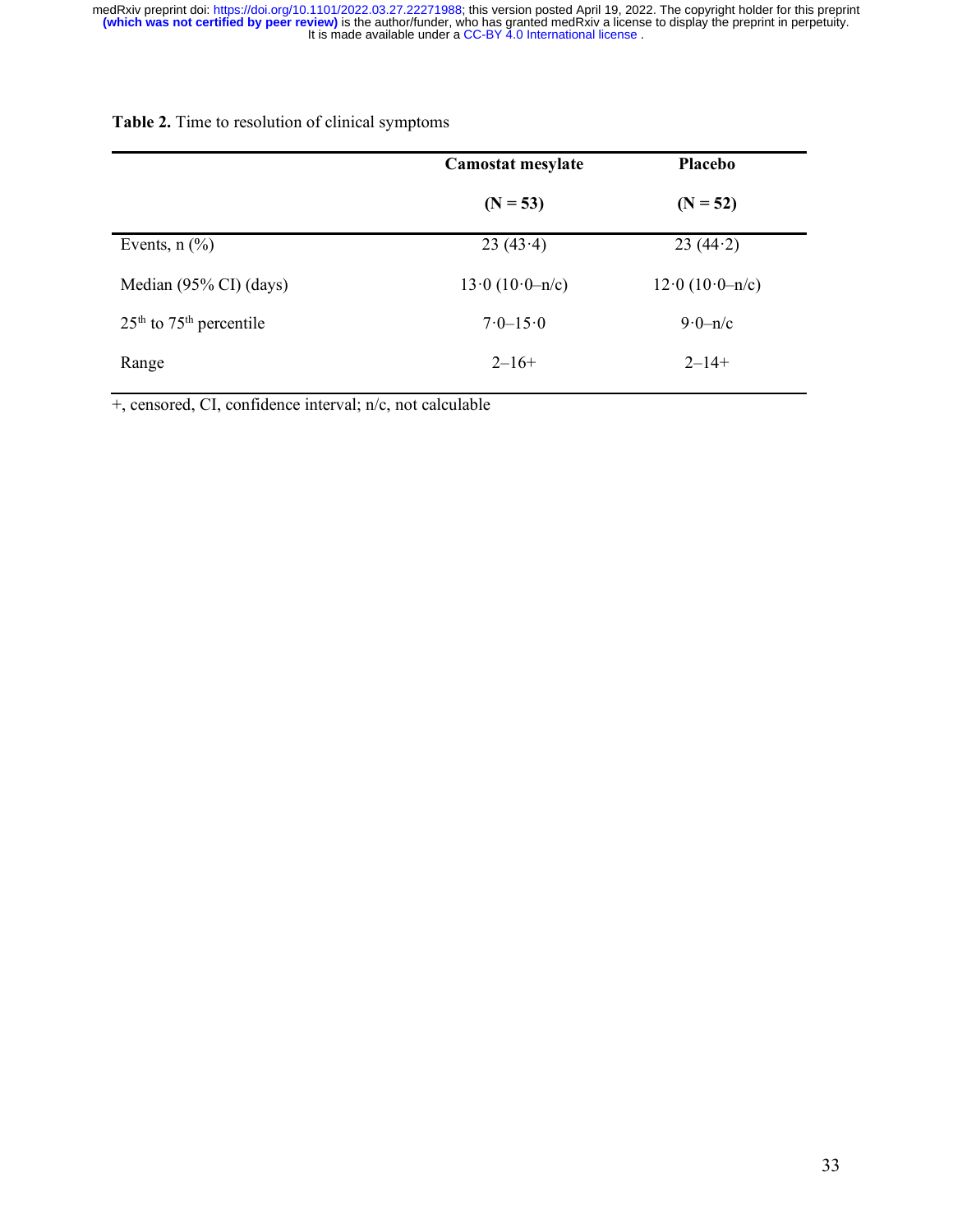**Table 2.** Time to resolution of clinical symptoms

| | Camostat mesylate (N = 53) | Placebo (N = 52) |
|---|---|---|
| Events, n (%) | 23 (43·4) | 23 (44·2) |
| Median (95% CI) (days) | 13·0 (10·0–n/c) | 12·0 (10·0–n/c) |
| 25th to 75th percentile | 7·0–15·0 | 9·0–n/c |
| Range | 2–16+ | 2–14+ |

+, censored, CI, confidence interval; n/c, not calculable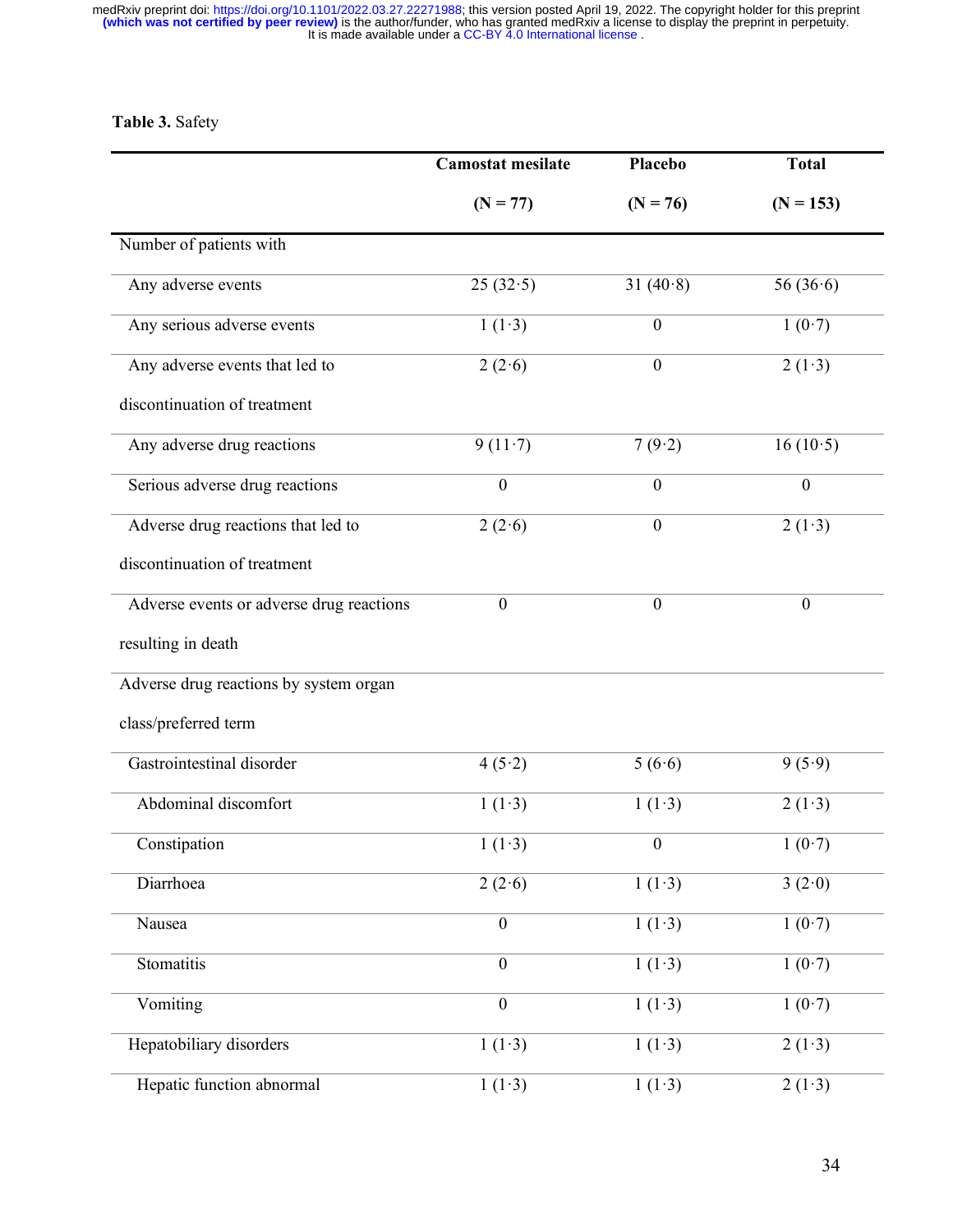**Table 3.** Safety

| | Camostat mesilate (N = 77) | Placebo (N = 76) | Total (N = 153) |
|---|---|---|---|
| Number of patients with | | | |
| Any adverse events | 25 (32·5) | 31 (40·8) | 56 (36·6) |
| Any serious adverse events | 1 (1·3) | 0 | 1 (0·7) |
| Any adverse events that led to discontinuation of treatment | 2 (2·6) | 0 | 2 (1·3) |
| Any adverse drug reactions | 9 (11·7) | 7 (9·2) | 16 (10·5) |
| Serious adverse drug reactions | 0 | 0 | 0 |
| Adverse drug reactions that led to discontinuation of treatment | 2 (2·6) | 0 | 2 (1·3) |
| Adverse events or adverse drug reactions resulting in death | 0 | 0 | 0 |
| Adverse drug reactions by system organ class/preferred term | | | |
| Gastrointestinal disorder | 4 (5·2) | 5 (6·6) | 9 (5·9) |
| Abdominal discomfort | 1 (1·3) | 1 (1·3) | 2 (1·3) |
| Constipation | 1 (1·3) | 0 | 1 (0·7) |
| Diarrhoea | 2 (2·6) | 1 (1·3) | 3 (2·0) |
| Nausea | 0 | 1 (1·3) | 1 (0·7) |
| Stomatitis | 0 | 1 (1·3) | 1 (0·7) |
| Vomiting | 0 | 1 (1·3) | 1 (0·7) |
| Hepatobiliary disorders | 1 (1·3) | 1 (1·3) | 2 (1·3) |
| Hepatic function abnormal | 1 (1·3) | 1 (1·3) | 2 (1·3) |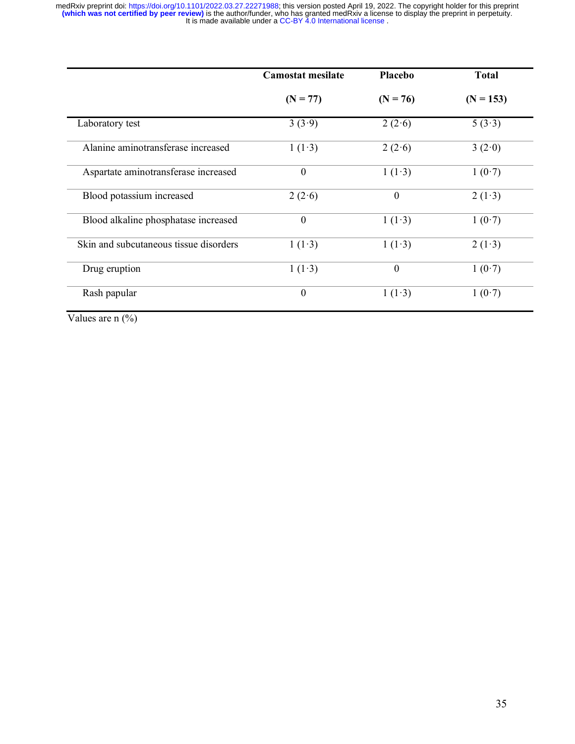| | Camostat mesilate (N = 77) | Placebo (N = 76) | Total (N = 153) |
|---|---|---|---|
| Laboratory test | 3 (3·9) | 2 (2·6) | 5 (3·3) |
| Alanine aminotransferase increased | 1 (1·3) | 2 (2·6) | 3 (2·0) |
| Aspartate aminotransferase increased | 0 | 1 (1·3) | 1 (0·7) |
| Blood potassium increased | 2 (2·6) | 0 | 2 (1·3) |
| Blood alkaline phosphatase increased | 0 | 1 (1·3) | 1 (0·7) |
| Skin and subcutaneous tissue disorders | 1 (1·3) | 1 (1·3) | 2 (1·3) |
| Drug eruption | 1 (1·3) | 0 | 1 (0·7) |
| Rash papular | 0 | 1 (1·3) | 1 (0·7) |

Values are n (%)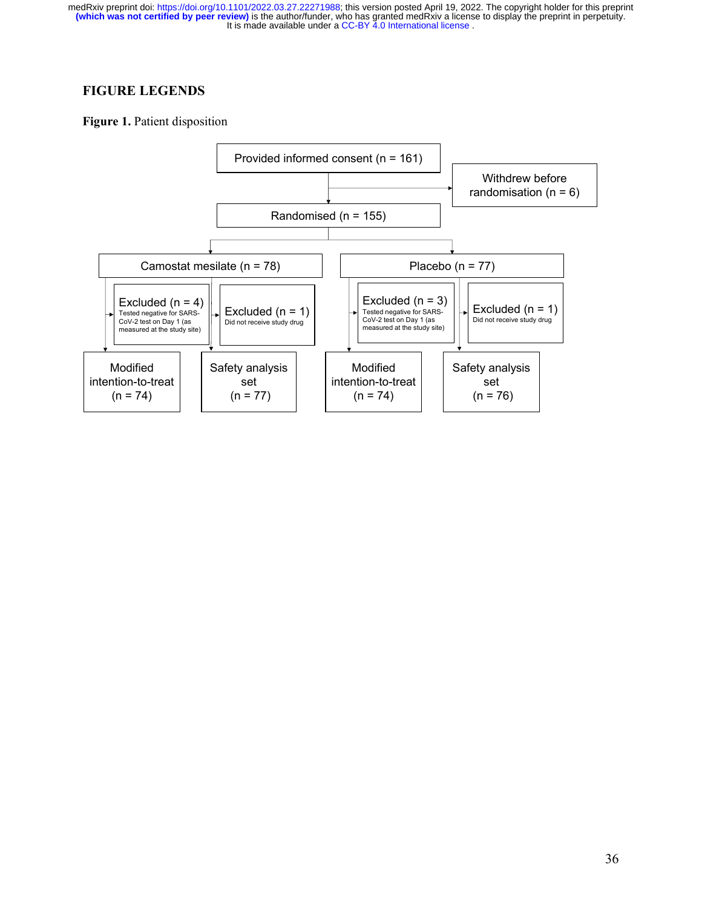## FIGURE LEGENDS

**Figure 1.** Patient disposition

Provided informed consent (n = 161)

Withdrew before randomisation (n = 6)

Randomised (n = 155)

Camostat mesilate (n = 78)

Placebo (n = 77)

Excluded (n = 4)
Tested negative for SARS-CoV-2 test on Day 1 (as measured at the study site)

Excluded (n = 1)
Did not receive study drug

Excluded (n = 3)
Tested negative for SARS-CoV-2 test on Day 1 (as measured at the study site)

Excluded (n = 1)
Did not receive study drug

Modified intention-to-treat (n = 74)

Safety analysis set (n = 77)

Modified intention-to-treat (n = 74)

Safety analysis set (n = 76)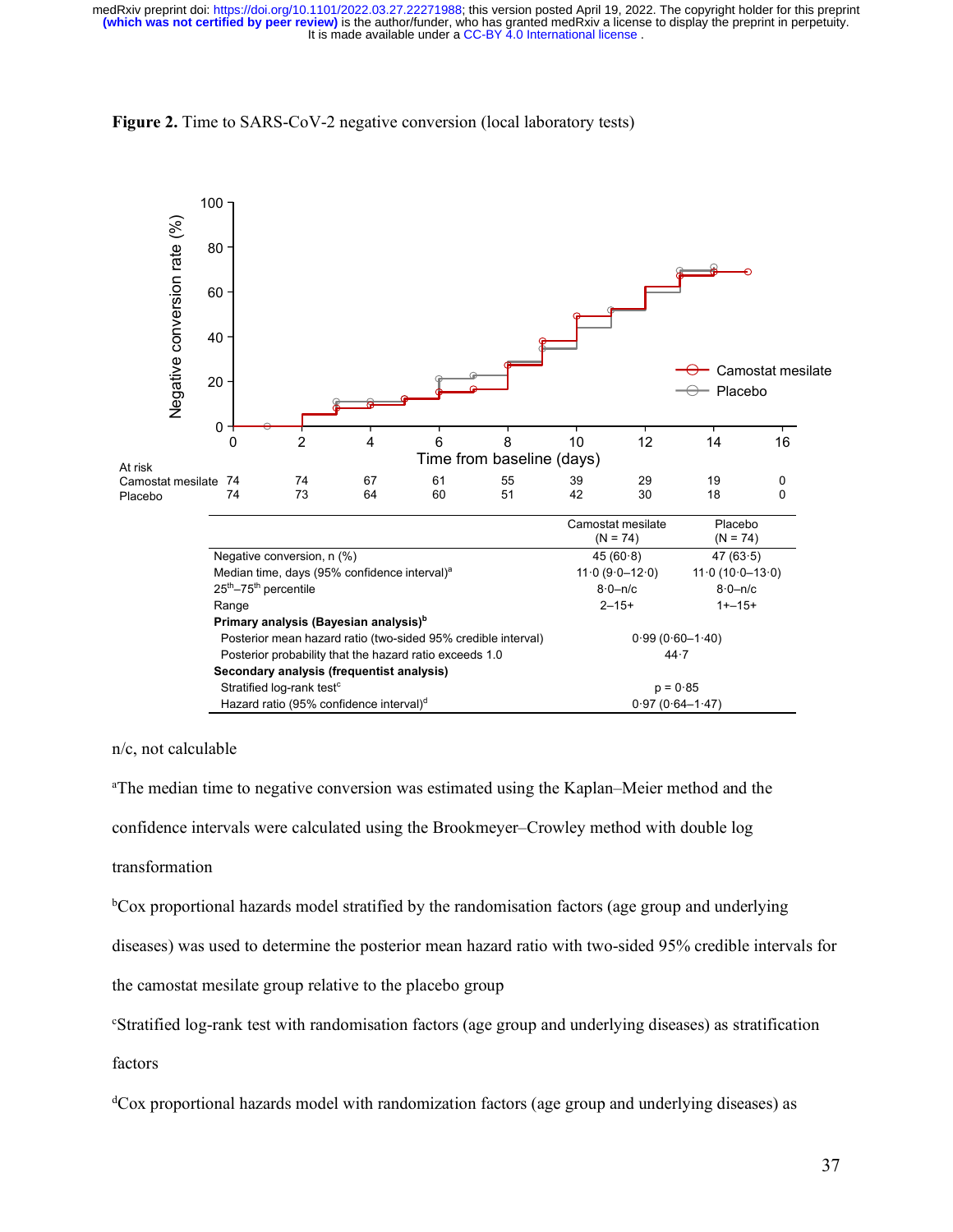**Figure 2.** Time to SARS-CoV-2 negative conversion (local laboratory tests)

| At risk | 0 | 2 | 4 | 6 | 8 | 10 | 12 | 14 | 16 |
|---|---|---|---|---|---|---|---|---|---|
| Camostat mesilate | 74 | 74 | 67 | 61 | 55 | 39 | 29 | 19 | 0 |
| Placebo | 74 | 73 | 64 | 60 | 51 | 42 | 30 | 18 | 0 |

| | Camostat mesilate (N = 74) | Placebo (N = 74) |
|---|---|---|
| Negative conversion, n (%) | 45 (60·8) | 47 (63·5) |
| Median time, days (95% confidence interval)[a] | 11·0 (9·0–12·0) | 11·0 (10·0–13·0) |
| 25th–75th percentile | 8·0–n/c | 8·0–n/c |
| Range | 2–15+ | 1+–15+ |
| **Primary analysis (Bayesian analysis)[b]** | | |
| Posterior mean hazard ratio (two-sided 95% credible interval) | 0·99 (0·60–1·40) | |
| Posterior probability that the hazard ratio exceeds 1.0 | 44·7 | |
| **Secondary analysis (frequentist analysis)** | | |
| Stratified log-rank test[c] | p = 0·85 | |
| Hazard ratio (95% confidence interval)[d] | 0·97 (0·64–1·47) | |

n/c, not calculable

[a]The median time to negative conversion was estimated using the Kaplan–Meier method and the confidence intervals were calculated using the Brookmeyer–Crowley method with double log transformation

[b]Cox proportional hazards model stratified by the randomisation factors (age group and underlying diseases) was used to determine the posterior mean hazard ratio with two-sided 95% credible intervals for the camostat mesilate group relative to the placebo group

[c]Stratified log-rank test with randomisation factors (age group and underlying diseases) as stratification factors

[d]Cox proportional hazards model with randomization factors (age group and underlying diseases) as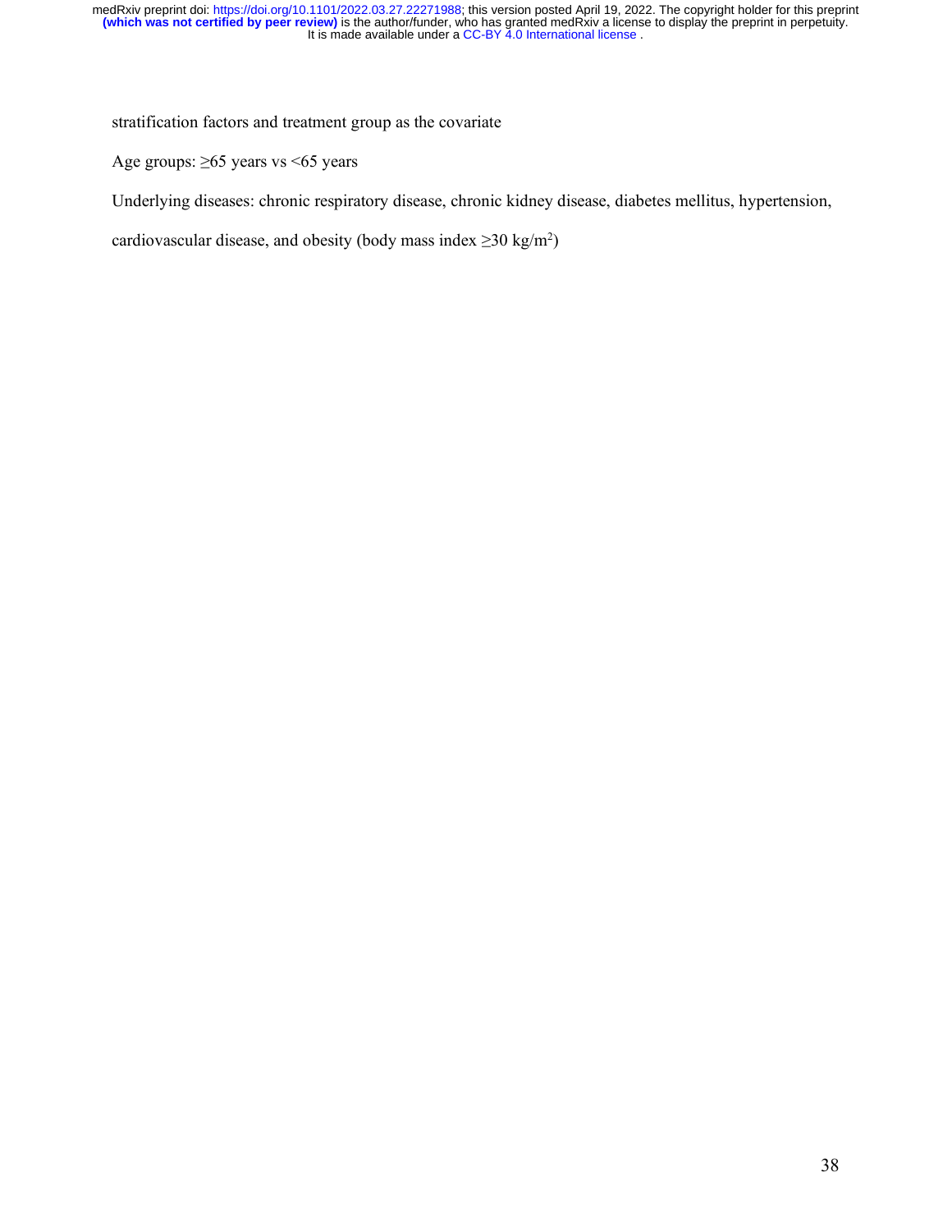stratification factors and treatment group as the covariate

Age groups: ≥65 years vs <65 years

Underlying diseases: chronic respiratory disease, chronic kidney disease, diabetes mellitus, hypertension, cardiovascular disease, and obesity (body mass index ≥30 kg/m$^2$)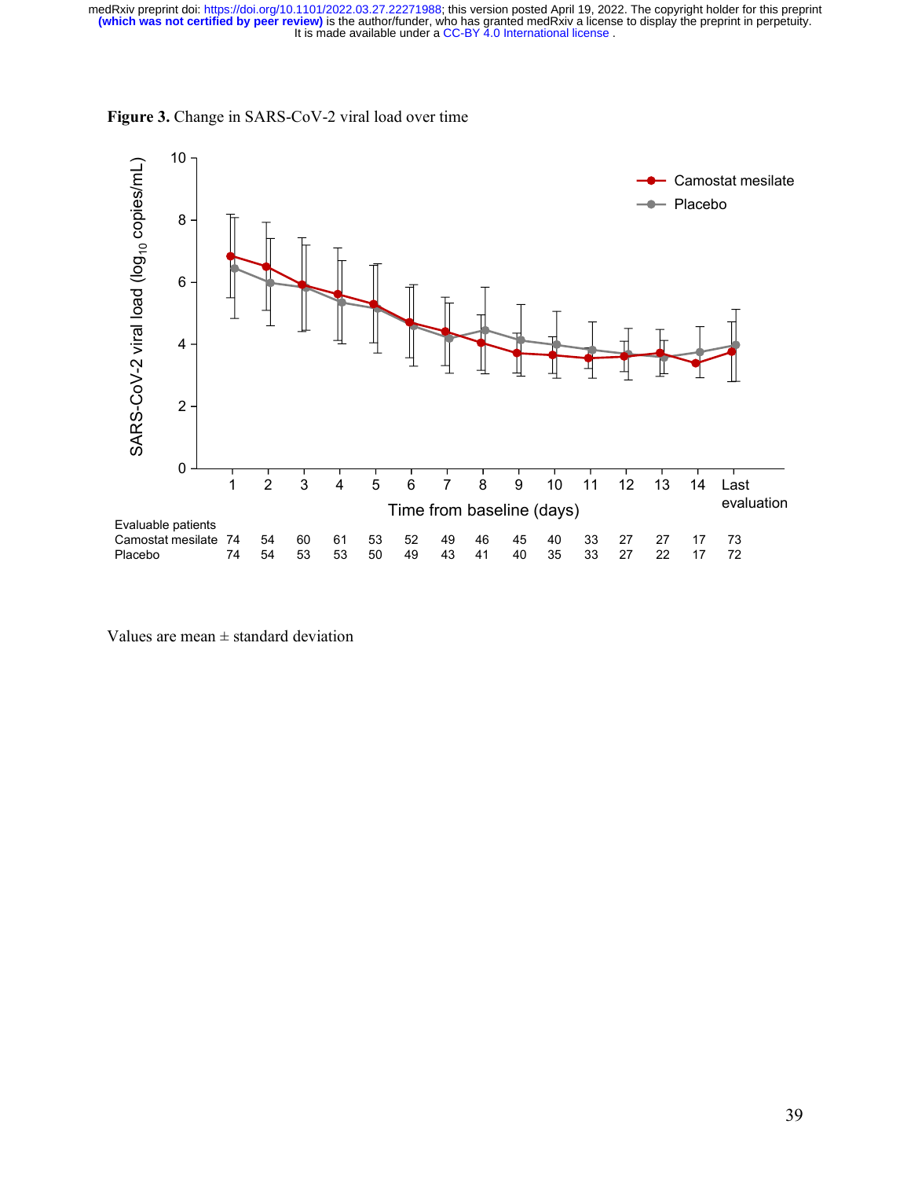**Figure 3.** Change in SARS-CoV-2 viral load over time

| Evaluable patients | 1 | 2 | 3 | 4 | 5 | 6 | 7 | 8 | 9 | 10 | 11 | 12 | 13 | 14 | Last evaluation |
|---|---|---|---|---|---|---|---|---|---|---|---|---|---|---|---|
| Camostat mesilate | 74 | 54 | 60 | 61 | 53 | 52 | 49 | 46 | 45 | 40 | 33 | 27 | 27 | 17 | 73 |
| Placebo | 74 | 54 | 53 | 53 | 50 | 49 | 43 | 41 | 40 | 35 | 33 | 27 | 22 | 17 | 72 |

Values are mean ± standard deviation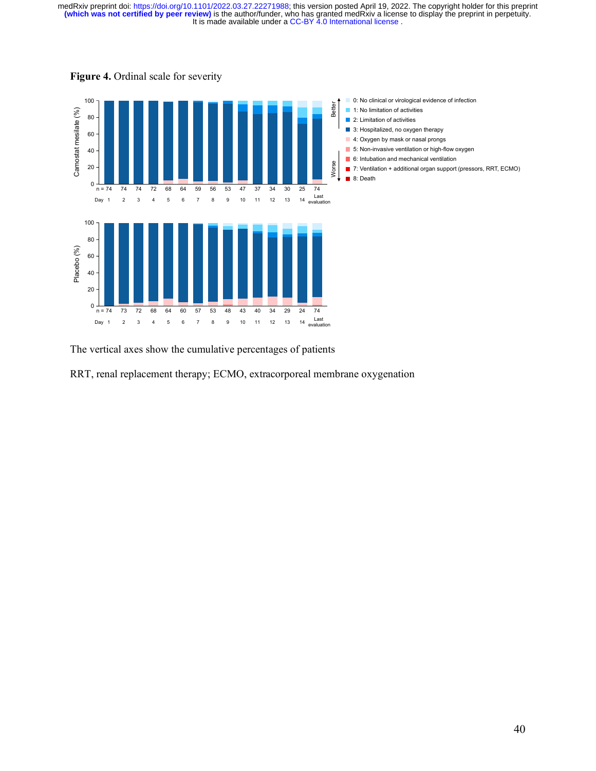**Figure 4.** Ordinal scale for severity

Camostat mesilate (%)

100
80
60
40
20
0

n = 74 74 74 72 68 64 59 56 53 47 37 34 30 25 74

Day 1 2 3 4 5 6 7 8 9 10 11 12 13 14 Last evaluation

Better

Worse

0: No clinical or virological evidence of infection
1: No limitation of activities
2: Limitation of activities
3: Hospitalized, no oxygen therapy
4: Oxygen by mask or nasal prongs
5: Non-invasive ventilation or high-flow oxygen
6: Intubation and mechanical ventilation
7: Ventilation + additional organ support (pressors, RRT, ECMO)
8: Death

Placebo (%)

100
80
60
40
20
0

n = 74 73 72 68 64 60 57 53 48 43 40 34 29 24 74

Day 1 2 3 4 5 6 7 8 9 10 11 12 13 14 Last evaluation

The vertical axes show the cumulative percentages of patients

RRT, renal replacement therapy; ECMO, extracorporeal membrane oxygenation